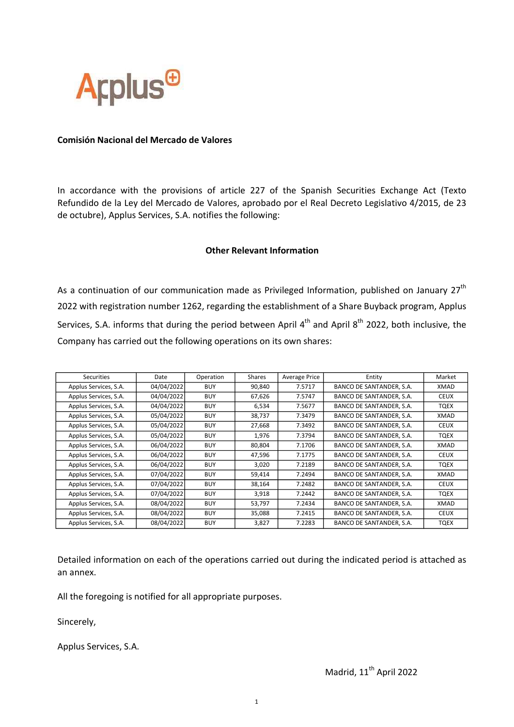**Comisión Nacional del Mercado de Valores**

In accordance with the provisions of article 227 of the Spanish Securities Exchange Act (Texto Refundido de la Ley del Mercado de Valores, aprobado por el Real Decreto Legislativo 4/2015, de 23 de octubre), Applus Services, S.A. notifies the following:

**Other Relevant Information**

As a continuation of our communication made as Privileged Information, published on January 27th 2022 with registration number 1262, regarding the establishment of a Share Buyback program, Applus Services, S.A. informs that during the period between April 4th and April 8th 2022, both inclusive, the Company has carried out the following operations on its own shares:

| Securities | Date | Operation | Shares | Average Price | Entity | Market |
|---|---|---|---|---|---|---|
| Applus Services, S.A. | 04/04/2022 | BUY | 90,840 | 7.5717 | BANCO DE SANTANDER, S.A. | XMAD |
| Applus Services, S.A. | 04/04/2022 | BUY | 67,626 | 7.5747 | BANCO DE SANTANDER, S.A. | CEUX |
| Applus Services, S.A. | 04/04/2022 | BUY | 6,534 | 7.5677 | BANCO DE SANTANDER, S.A. | TQEX |
| Applus Services, S.A. | 05/04/2022 | BUY | 38,737 | 7.3479 | BANCO DE SANTANDER, S.A. | XMAD |
| Applus Services, S.A. | 05/04/2022 | BUY | 27,668 | 7.3492 | BANCO DE SANTANDER, S.A. | CEUX |
| Applus Services, S.A. | 05/04/2022 | BUY | 1,976 | 7.3794 | BANCO DE SANTANDER, S.A. | TQEX |
| Applus Services, S.A. | 06/04/2022 | BUY | 80,804 | 7.1706 | BANCO DE SANTANDER, S.A. | XMAD |
| Applus Services, S.A. | 06/04/2022 | BUY | 47,596 | 7.1775 | BANCO DE SANTANDER, S.A. | CEUX |
| Applus Services, S.A. | 06/04/2022 | BUY | 3,020 | 7.2189 | BANCO DE SANTANDER, S.A. | TQEX |
| Applus Services, S.A. | 07/04/2022 | BUY | 59,414 | 7.2494 | BANCO DE SANTANDER, S.A. | XMAD |
| Applus Services, S.A. | 07/04/2022 | BUY | 38,164 | 7.2482 | BANCO DE SANTANDER, S.A. | CEUX |
| Applus Services, S.A. | 07/04/2022 | BUY | 3,918 | 7.2442 | BANCO DE SANTANDER, S.A. | TQEX |
| Applus Services, S.A. | 08/04/2022 | BUY | 53,797 | 7.2434 | BANCO DE SANTANDER, S.A. | XMAD |
| Applus Services, S.A. | 08/04/2022 | BUY | 35,088 | 7.2415 | BANCO DE SANTANDER, S.A. | CEUX |
| Applus Services, S.A. | 08/04/2022 | BUY | 3,827 | 7.2283 | BANCO DE SANTANDER, S.A. | TQEX |

Detailed information on each of the operations carried out during the indicated period is attached as an annex.

All the foregoing is notified for all appropriate purposes.

Sincerely,

Applus Services, S.A.

Madrid, 11th April 2022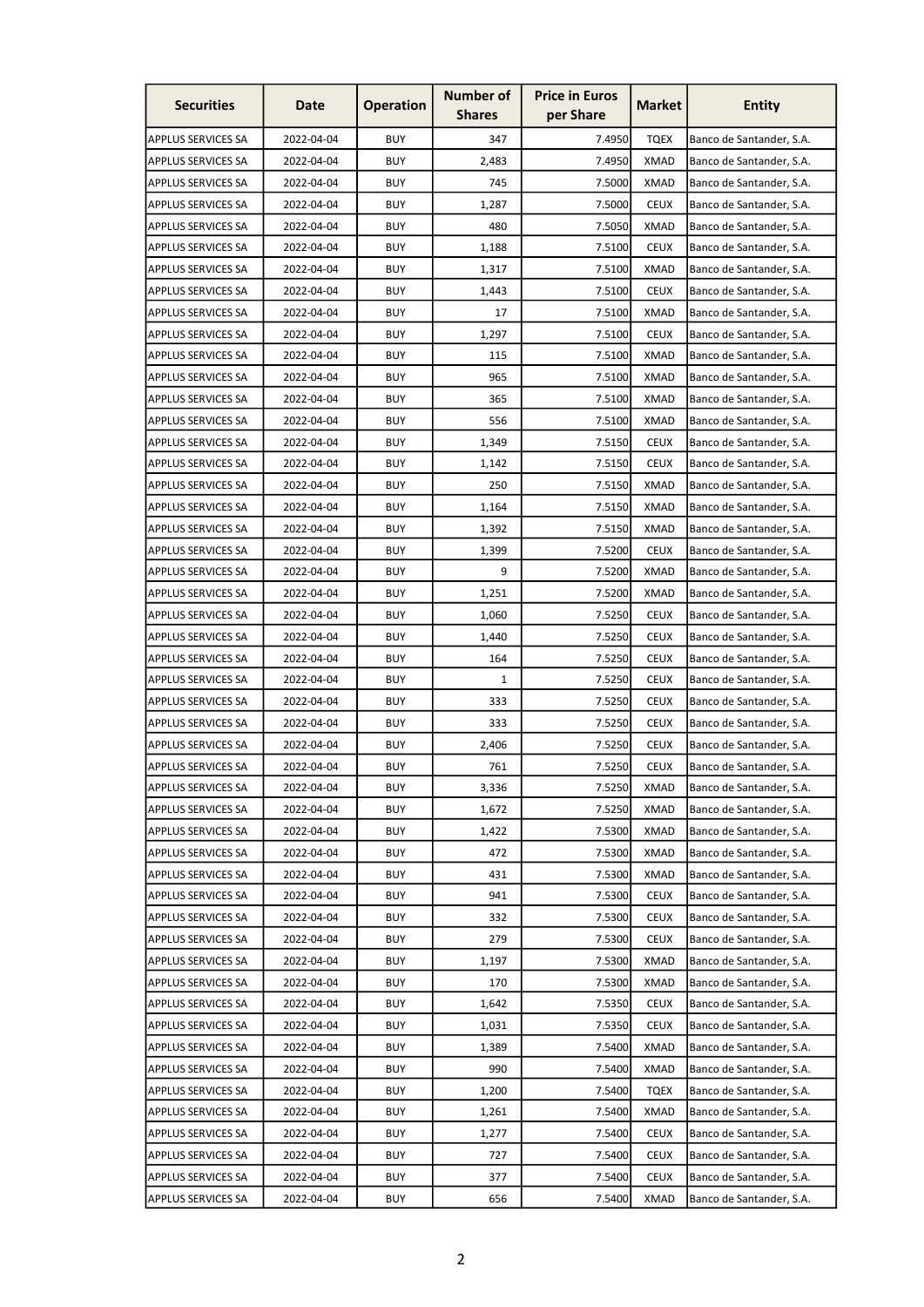| Securities | Date | Operation | Number of Shares | Price in Euros per Share | Market | Entity |
|---|---|---|---|---|---|---|
| APPLUS SERVICES SA | 2022-04-04 | BUY | 347 | 7.4950 | TQEX | Banco de Santander, S.A. |
| APPLUS SERVICES SA | 2022-04-04 | BUY | 2,483 | 7.4950 | XMAD | Banco de Santander, S.A. |
| APPLUS SERVICES SA | 2022-04-04 | BUY | 745 | 7.5000 | XMAD | Banco de Santander, S.A. |
| APPLUS SERVICES SA | 2022-04-04 | BUY | 1,287 | 7.5000 | CEUX | Banco de Santander, S.A. |
| APPLUS SERVICES SA | 2022-04-04 | BUY | 480 | 7.5050 | XMAD | Banco de Santander, S.A. |
| APPLUS SERVICES SA | 2022-04-04 | BUY | 1,188 | 7.5100 | CEUX | Banco de Santander, S.A. |
| APPLUS SERVICES SA | 2022-04-04 | BUY | 1,317 | 7.5100 | XMAD | Banco de Santander, S.A. |
| APPLUS SERVICES SA | 2022-04-04 | BUY | 1,443 | 7.5100 | CEUX | Banco de Santander, S.A. |
| APPLUS SERVICES SA | 2022-04-04 | BUY | 17 | 7.5100 | XMAD | Banco de Santander, S.A. |
| APPLUS SERVICES SA | 2022-04-04 | BUY | 1,297 | 7.5100 | CEUX | Banco de Santander, S.A. |
| APPLUS SERVICES SA | 2022-04-04 | BUY | 115 | 7.5100 | XMAD | Banco de Santander, S.A. |
| APPLUS SERVICES SA | 2022-04-04 | BUY | 965 | 7.5100 | XMAD | Banco de Santander, S.A. |
| APPLUS SERVICES SA | 2022-04-04 | BUY | 365 | 7.5100 | XMAD | Banco de Santander, S.A. |
| APPLUS SERVICES SA | 2022-04-04 | BUY | 556 | 7.5100 | XMAD | Banco de Santander, S.A. |
| APPLUS SERVICES SA | 2022-04-04 | BUY | 1,349 | 7.5150 | CEUX | Banco de Santander, S.A. |
| APPLUS SERVICES SA | 2022-04-04 | BUY | 1,142 | 7.5150 | CEUX | Banco de Santander, S.A. |
| APPLUS SERVICES SA | 2022-04-04 | BUY | 250 | 7.5150 | XMAD | Banco de Santander, S.A. |
| APPLUS SERVICES SA | 2022-04-04 | BUY | 1,164 | 7.5150 | XMAD | Banco de Santander, S.A. |
| APPLUS SERVICES SA | 2022-04-04 | BUY | 1,392 | 7.5150 | XMAD | Banco de Santander, S.A. |
| APPLUS SERVICES SA | 2022-04-04 | BUY | 1,399 | 7.5200 | CEUX | Banco de Santander, S.A. |
| APPLUS SERVICES SA | 2022-04-04 | BUY | 9 | 7.5200 | XMAD | Banco de Santander, S.A. |
| APPLUS SERVICES SA | 2022-04-04 | BUY | 1,251 | 7.5200 | XMAD | Banco de Santander, S.A. |
| APPLUS SERVICES SA | 2022-04-04 | BUY | 1,060 | 7.5250 | CEUX | Banco de Santander, S.A. |
| APPLUS SERVICES SA | 2022-04-04 | BUY | 1,440 | 7.5250 | CEUX | Banco de Santander, S.A. |
| APPLUS SERVICES SA | 2022-04-04 | BUY | 164 | 7.5250 | CEUX | Banco de Santander, S.A. |
| APPLUS SERVICES SA | 2022-04-04 | BUY | 1 | 7.5250 | CEUX | Banco de Santander, S.A. |
| APPLUS SERVICES SA | 2022-04-04 | BUY | 333 | 7.5250 | CEUX | Banco de Santander, S.A. |
| APPLUS SERVICES SA | 2022-04-04 | BUY | 333 | 7.5250 | CEUX | Banco de Santander, S.A. |
| APPLUS SERVICES SA | 2022-04-04 | BUY | 2,406 | 7.5250 | CEUX | Banco de Santander, S.A. |
| APPLUS SERVICES SA | 2022-04-04 | BUY | 761 | 7.5250 | CEUX | Banco de Santander, S.A. |
| APPLUS SERVICES SA | 2022-04-04 | BUY | 3,336 | 7.5250 | XMAD | Banco de Santander, S.A. |
| APPLUS SERVICES SA | 2022-04-04 | BUY | 1,672 | 7.5250 | XMAD | Banco de Santander, S.A. |
| APPLUS SERVICES SA | 2022-04-04 | BUY | 1,422 | 7.5300 | XMAD | Banco de Santander, S.A. |
| APPLUS SERVICES SA | 2022-04-04 | BUY | 472 | 7.5300 | XMAD | Banco de Santander, S.A. |
| APPLUS SERVICES SA | 2022-04-04 | BUY | 431 | 7.5300 | XMAD | Banco de Santander, S.A. |
| APPLUS SERVICES SA | 2022-04-04 | BUY | 941 | 7.5300 | CEUX | Banco de Santander, S.A. |
| APPLUS SERVICES SA | 2022-04-04 | BUY | 332 | 7.5300 | CEUX | Banco de Santander, S.A. |
| APPLUS SERVICES SA | 2022-04-04 | BUY | 279 | 7.5300 | CEUX | Banco de Santander, S.A. |
| APPLUS SERVICES SA | 2022-04-04 | BUY | 1,197 | 7.5300 | XMAD | Banco de Santander, S.A. |
| APPLUS SERVICES SA | 2022-04-04 | BUY | 170 | 7.5300 | XMAD | Banco de Santander, S.A. |
| APPLUS SERVICES SA | 2022-04-04 | BUY | 1,642 | 7.5350 | CEUX | Banco de Santander, S.A. |
| APPLUS SERVICES SA | 2022-04-04 | BUY | 1,031 | 7.5350 | CEUX | Banco de Santander, S.A. |
| APPLUS SERVICES SA | 2022-04-04 | BUY | 1,389 | 7.5400 | XMAD | Banco de Santander, S.A. |
| APPLUS SERVICES SA | 2022-04-04 | BUY | 990 | 7.5400 | XMAD | Banco de Santander, S.A. |
| APPLUS SERVICES SA | 2022-04-04 | BUY | 1,200 | 7.5400 | TQEX | Banco de Santander, S.A. |
| APPLUS SERVICES SA | 2022-04-04 | BUY | 1,261 | 7.5400 | XMAD | Banco de Santander, S.A. |
| APPLUS SERVICES SA | 2022-04-04 | BUY | 1,277 | 7.5400 | CEUX | Banco de Santander, S.A. |
| APPLUS SERVICES SA | 2022-04-04 | BUY | 727 | 7.5400 | CEUX | Banco de Santander, S.A. |
| APPLUS SERVICES SA | 2022-04-04 | BUY | 377 | 7.5400 | CEUX | Banco de Santander, S.A. |
| APPLUS SERVICES SA | 2022-04-04 | BUY | 656 | 7.5400 | XMAD | Banco de Santander, S.A. |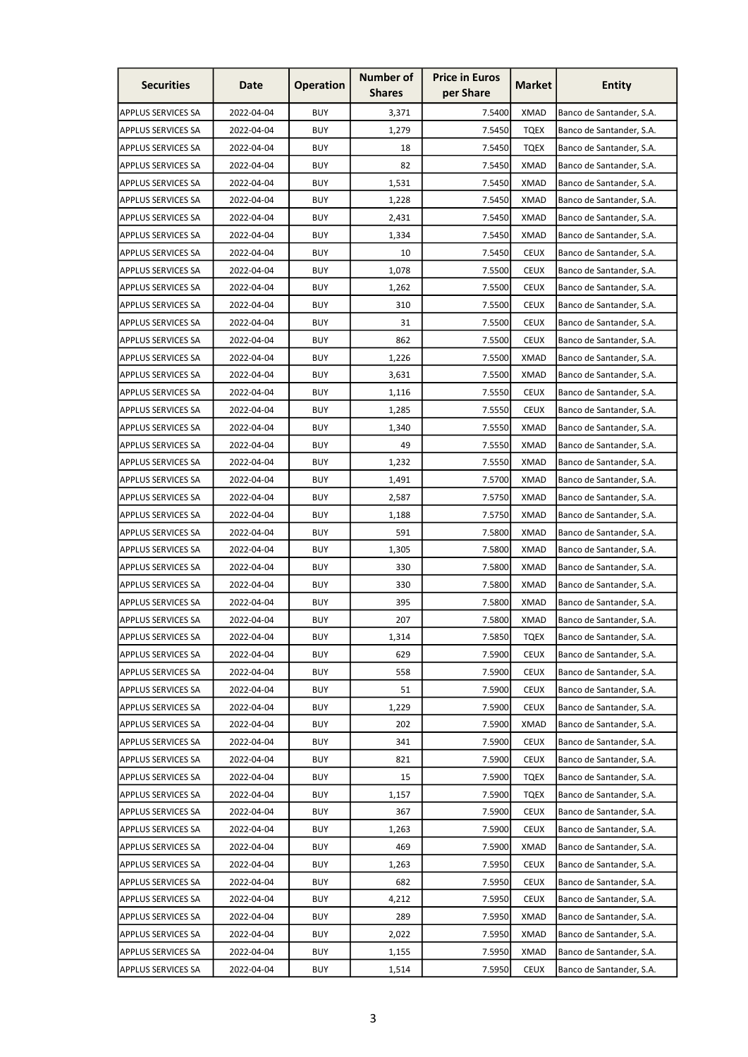| Securities | Date | Operation | Number of Shares | Price in Euros per Share | Market | Entity |
|---|---|---|---|---|---|---|
| APPLUS SERVICES SA | 2022-04-04 | BUY | 3,371 | 7.5400 | XMAD | Banco de Santander, S.A. |
| APPLUS SERVICES SA | 2022-04-04 | BUY | 1,279 | 7.5450 | TQEX | Banco de Santander, S.A. |
| APPLUS SERVICES SA | 2022-04-04 | BUY | 18 | 7.5450 | TQEX | Banco de Santander, S.A. |
| APPLUS SERVICES SA | 2022-04-04 | BUY | 82 | 7.5450 | XMAD | Banco de Santander, S.A. |
| APPLUS SERVICES SA | 2022-04-04 | BUY | 1,531 | 7.5450 | XMAD | Banco de Santander, S.A. |
| APPLUS SERVICES SA | 2022-04-04 | BUY | 1,228 | 7.5450 | XMAD | Banco de Santander, S.A. |
| APPLUS SERVICES SA | 2022-04-04 | BUY | 2,431 | 7.5450 | XMAD | Banco de Santander, S.A. |
| APPLUS SERVICES SA | 2022-04-04 | BUY | 1,334 | 7.5450 | XMAD | Banco de Santander, S.A. |
| APPLUS SERVICES SA | 2022-04-04 | BUY | 10 | 7.5450 | CEUX | Banco de Santander, S.A. |
| APPLUS SERVICES SA | 2022-04-04 | BUY | 1,078 | 7.5500 | CEUX | Banco de Santander, S.A. |
| APPLUS SERVICES SA | 2022-04-04 | BUY | 1,262 | 7.5500 | CEUX | Banco de Santander, S.A. |
| APPLUS SERVICES SA | 2022-04-04 | BUY | 310 | 7.5500 | CEUX | Banco de Santander, S.A. |
| APPLUS SERVICES SA | 2022-04-04 | BUY | 31 | 7.5500 | CEUX | Banco de Santander, S.A. |
| APPLUS SERVICES SA | 2022-04-04 | BUY | 862 | 7.5500 | CEUX | Banco de Santander, S.A. |
| APPLUS SERVICES SA | 2022-04-04 | BUY | 1,226 | 7.5500 | XMAD | Banco de Santander, S.A. |
| APPLUS SERVICES SA | 2022-04-04 | BUY | 3,631 | 7.5500 | XMAD | Banco de Santander, S.A. |
| APPLUS SERVICES SA | 2022-04-04 | BUY | 1,116 | 7.5550 | CEUX | Banco de Santander, S.A. |
| APPLUS SERVICES SA | 2022-04-04 | BUY | 1,285 | 7.5550 | CEUX | Banco de Santander, S.A. |
| APPLUS SERVICES SA | 2022-04-04 | BUY | 1,340 | 7.5550 | XMAD | Banco de Santander, S.A. |
| APPLUS SERVICES SA | 2022-04-04 | BUY | 49 | 7.5550 | XMAD | Banco de Santander, S.A. |
| APPLUS SERVICES SA | 2022-04-04 | BUY | 1,232 | 7.5550 | XMAD | Banco de Santander, S.A. |
| APPLUS SERVICES SA | 2022-04-04 | BUY | 1,491 | 7.5700 | XMAD | Banco de Santander, S.A. |
| APPLUS SERVICES SA | 2022-04-04 | BUY | 2,587 | 7.5750 | XMAD | Banco de Santander, S.A. |
| APPLUS SERVICES SA | 2022-04-04 | BUY | 1,188 | 7.5750 | XMAD | Banco de Santander, S.A. |
| APPLUS SERVICES SA | 2022-04-04 | BUY | 591 | 7.5800 | XMAD | Banco de Santander, S.A. |
| APPLUS SERVICES SA | 2022-04-04 | BUY | 1,305 | 7.5800 | XMAD | Banco de Santander, S.A. |
| APPLUS SERVICES SA | 2022-04-04 | BUY | 330 | 7.5800 | XMAD | Banco de Santander, S.A. |
| APPLUS SERVICES SA | 2022-04-04 | BUY | 330 | 7.5800 | XMAD | Banco de Santander, S.A. |
| APPLUS SERVICES SA | 2022-04-04 | BUY | 395 | 7.5800 | XMAD | Banco de Santander, S.A. |
| APPLUS SERVICES SA | 2022-04-04 | BUY | 207 | 7.5800 | XMAD | Banco de Santander, S.A. |
| APPLUS SERVICES SA | 2022-04-04 | BUY | 1,314 | 7.5850 | TQEX | Banco de Santander, S.A. |
| APPLUS SERVICES SA | 2022-04-04 | BUY | 629 | 7.5900 | CEUX | Banco de Santander, S.A. |
| APPLUS SERVICES SA | 2022-04-04 | BUY | 558 | 7.5900 | CEUX | Banco de Santander, S.A. |
| APPLUS SERVICES SA | 2022-04-04 | BUY | 51 | 7.5900 | CEUX | Banco de Santander, S.A. |
| APPLUS SERVICES SA | 2022-04-04 | BUY | 1,229 | 7.5900 | CEUX | Banco de Santander, S.A. |
| APPLUS SERVICES SA | 2022-04-04 | BUY | 202 | 7.5900 | XMAD | Banco de Santander, S.A. |
| APPLUS SERVICES SA | 2022-04-04 | BUY | 341 | 7.5900 | CEUX | Banco de Santander, S.A. |
| APPLUS SERVICES SA | 2022-04-04 | BUY | 821 | 7.5900 | CEUX | Banco de Santander, S.A. |
| APPLUS SERVICES SA | 2022-04-04 | BUY | 15 | 7.5900 | TQEX | Banco de Santander, S.A. |
| APPLUS SERVICES SA | 2022-04-04 | BUY | 1,157 | 7.5900 | TQEX | Banco de Santander, S.A. |
| APPLUS SERVICES SA | 2022-04-04 | BUY | 367 | 7.5900 | CEUX | Banco de Santander, S.A. |
| APPLUS SERVICES SA | 2022-04-04 | BUY | 1,263 | 7.5900 | CEUX | Banco de Santander, S.A. |
| APPLUS SERVICES SA | 2022-04-04 | BUY | 469 | 7.5900 | XMAD | Banco de Santander, S.A. |
| APPLUS SERVICES SA | 2022-04-04 | BUY | 1,263 | 7.5950 | CEUX | Banco de Santander, S.A. |
| APPLUS SERVICES SA | 2022-04-04 | BUY | 682 | 7.5950 | CEUX | Banco de Santander, S.A. |
| APPLUS SERVICES SA | 2022-04-04 | BUY | 4,212 | 7.5950 | CEUX | Banco de Santander, S.A. |
| APPLUS SERVICES SA | 2022-04-04 | BUY | 289 | 7.5950 | XMAD | Banco de Santander, S.A. |
| APPLUS SERVICES SA | 2022-04-04 | BUY | 2,022 | 7.5950 | XMAD | Banco de Santander, S.A. |
| APPLUS SERVICES SA | 2022-04-04 | BUY | 1,155 | 7.5950 | XMAD | Banco de Santander, S.A. |
| APPLUS SERVICES SA | 2022-04-04 | BUY | 1,514 | 7.5950 | CEUX | Banco de Santander, S.A. |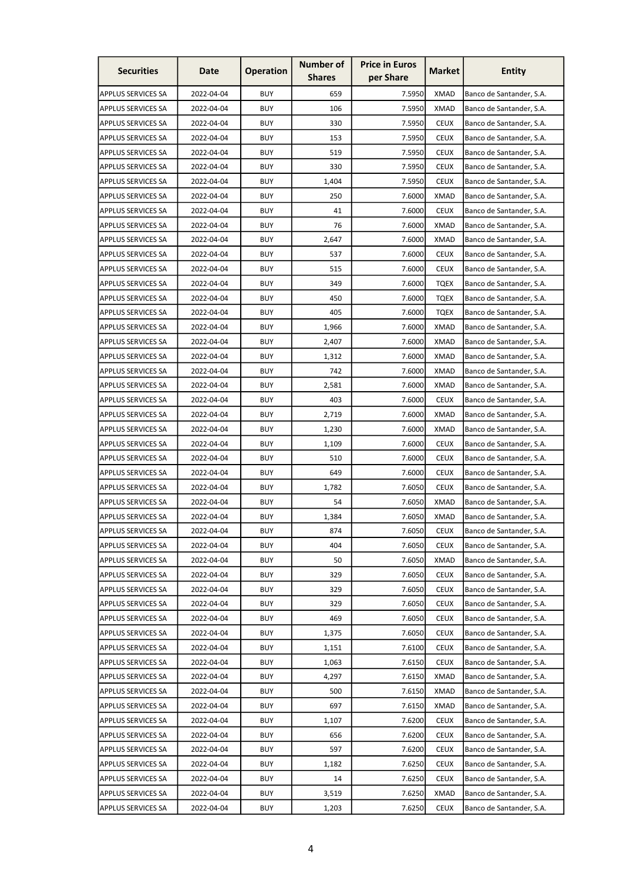| Securities | Date | Operation | Number of Shares | Price in Euros per Share | Market | Entity |
|---|---|---|---|---|---|---|
| APPLUS SERVICES SA | 2022-04-04 | BUY | 659 | 7.5950 | XMAD | Banco de Santander, S.A. |
| APPLUS SERVICES SA | 2022-04-04 | BUY | 106 | 7.5950 | XMAD | Banco de Santander, S.A. |
| APPLUS SERVICES SA | 2022-04-04 | BUY | 330 | 7.5950 | CEUX | Banco de Santander, S.A. |
| APPLUS SERVICES SA | 2022-04-04 | BUY | 153 | 7.5950 | CEUX | Banco de Santander, S.A. |
| APPLUS SERVICES SA | 2022-04-04 | BUY | 519 | 7.5950 | CEUX | Banco de Santander, S.A. |
| APPLUS SERVICES SA | 2022-04-04 | BUY | 330 | 7.5950 | CEUX | Banco de Santander, S.A. |
| APPLUS SERVICES SA | 2022-04-04 | BUY | 1,404 | 7.5950 | CEUX | Banco de Santander, S.A. |
| APPLUS SERVICES SA | 2022-04-04 | BUY | 250 | 7.6000 | XMAD | Banco de Santander, S.A. |
| APPLUS SERVICES SA | 2022-04-04 | BUY | 41 | 7.6000 | CEUX | Banco de Santander, S.A. |
| APPLUS SERVICES SA | 2022-04-04 | BUY | 76 | 7.6000 | XMAD | Banco de Santander, S.A. |
| APPLUS SERVICES SA | 2022-04-04 | BUY | 2,647 | 7.6000 | XMAD | Banco de Santander, S.A. |
| APPLUS SERVICES SA | 2022-04-04 | BUY | 537 | 7.6000 | CEUX | Banco de Santander, S.A. |
| APPLUS SERVICES SA | 2022-04-04 | BUY | 515 | 7.6000 | CEUX | Banco de Santander, S.A. |
| APPLUS SERVICES SA | 2022-04-04 | BUY | 349 | 7.6000 | TQEX | Banco de Santander, S.A. |
| APPLUS SERVICES SA | 2022-04-04 | BUY | 450 | 7.6000 | TQEX | Banco de Santander, S.A. |
| APPLUS SERVICES SA | 2022-04-04 | BUY | 405 | 7.6000 | TQEX | Banco de Santander, S.A. |
| APPLUS SERVICES SA | 2022-04-04 | BUY | 1,966 | 7.6000 | XMAD | Banco de Santander, S.A. |
| APPLUS SERVICES SA | 2022-04-04 | BUY | 2,407 | 7.6000 | XMAD | Banco de Santander, S.A. |
| APPLUS SERVICES SA | 2022-04-04 | BUY | 1,312 | 7.6000 | XMAD | Banco de Santander, S.A. |
| APPLUS SERVICES SA | 2022-04-04 | BUY | 742 | 7.6000 | XMAD | Banco de Santander, S.A. |
| APPLUS SERVICES SA | 2022-04-04 | BUY | 2,581 | 7.6000 | XMAD | Banco de Santander, S.A. |
| APPLUS SERVICES SA | 2022-04-04 | BUY | 403 | 7.6000 | CEUX | Banco de Santander, S.A. |
| APPLUS SERVICES SA | 2022-04-04 | BUY | 2,719 | 7.6000 | XMAD | Banco de Santander, S.A. |
| APPLUS SERVICES SA | 2022-04-04 | BUY | 1,230 | 7.6000 | XMAD | Banco de Santander, S.A. |
| APPLUS SERVICES SA | 2022-04-04 | BUY | 1,109 | 7.6000 | CEUX | Banco de Santander, S.A. |
| APPLUS SERVICES SA | 2022-04-04 | BUY | 510 | 7.6000 | CEUX | Banco de Santander, S.A. |
| APPLUS SERVICES SA | 2022-04-04 | BUY | 649 | 7.6000 | CEUX | Banco de Santander, S.A. |
| APPLUS SERVICES SA | 2022-04-04 | BUY | 1,782 | 7.6050 | CEUX | Banco de Santander, S.A. |
| APPLUS SERVICES SA | 2022-04-04 | BUY | 54 | 7.6050 | XMAD | Banco de Santander, S.A. |
| APPLUS SERVICES SA | 2022-04-04 | BUY | 1,384 | 7.6050 | XMAD | Banco de Santander, S.A. |
| APPLUS SERVICES SA | 2022-04-04 | BUY | 874 | 7.6050 | CEUX | Banco de Santander, S.A. |
| APPLUS SERVICES SA | 2022-04-04 | BUY | 404 | 7.6050 | CEUX | Banco de Santander, S.A. |
| APPLUS SERVICES SA | 2022-04-04 | BUY | 50 | 7.6050 | XMAD | Banco de Santander, S.A. |
| APPLUS SERVICES SA | 2022-04-04 | BUY | 329 | 7.6050 | CEUX | Banco de Santander, S.A. |
| APPLUS SERVICES SA | 2022-04-04 | BUY | 329 | 7.6050 | CEUX | Banco de Santander, S.A. |
| APPLUS SERVICES SA | 2022-04-04 | BUY | 329 | 7.6050 | CEUX | Banco de Santander, S.A. |
| APPLUS SERVICES SA | 2022-04-04 | BUY | 469 | 7.6050 | CEUX | Banco de Santander, S.A. |
| APPLUS SERVICES SA | 2022-04-04 | BUY | 1,375 | 7.6050 | CEUX | Banco de Santander, S.A. |
| APPLUS SERVICES SA | 2022-04-04 | BUY | 1,151 | 7.6100 | CEUX | Banco de Santander, S.A. |
| APPLUS SERVICES SA | 2022-04-04 | BUY | 1,063 | 7.6150 | CEUX | Banco de Santander, S.A. |
| APPLUS SERVICES SA | 2022-04-04 | BUY | 4,297 | 7.6150 | XMAD | Banco de Santander, S.A. |
| APPLUS SERVICES SA | 2022-04-04 | BUY | 500 | 7.6150 | XMAD | Banco de Santander, S.A. |
| APPLUS SERVICES SA | 2022-04-04 | BUY | 697 | 7.6150 | XMAD | Banco de Santander, S.A. |
| APPLUS SERVICES SA | 2022-04-04 | BUY | 1,107 | 7.6200 | CEUX | Banco de Santander, S.A. |
| APPLUS SERVICES SA | 2022-04-04 | BUY | 656 | 7.6200 | CEUX | Banco de Santander, S.A. |
| APPLUS SERVICES SA | 2022-04-04 | BUY | 597 | 7.6200 | CEUX | Banco de Santander, S.A. |
| APPLUS SERVICES SA | 2022-04-04 | BUY | 1,182 | 7.6250 | CEUX | Banco de Santander, S.A. |
| APPLUS SERVICES SA | 2022-04-04 | BUY | 14 | 7.6250 | CEUX | Banco de Santander, S.A. |
| APPLUS SERVICES SA | 2022-04-04 | BUY | 3,519 | 7.6250 | XMAD | Banco de Santander, S.A. |
| APPLUS SERVICES SA | 2022-04-04 | BUY | 1,203 | 7.6250 | CEUX | Banco de Santander, S.A. |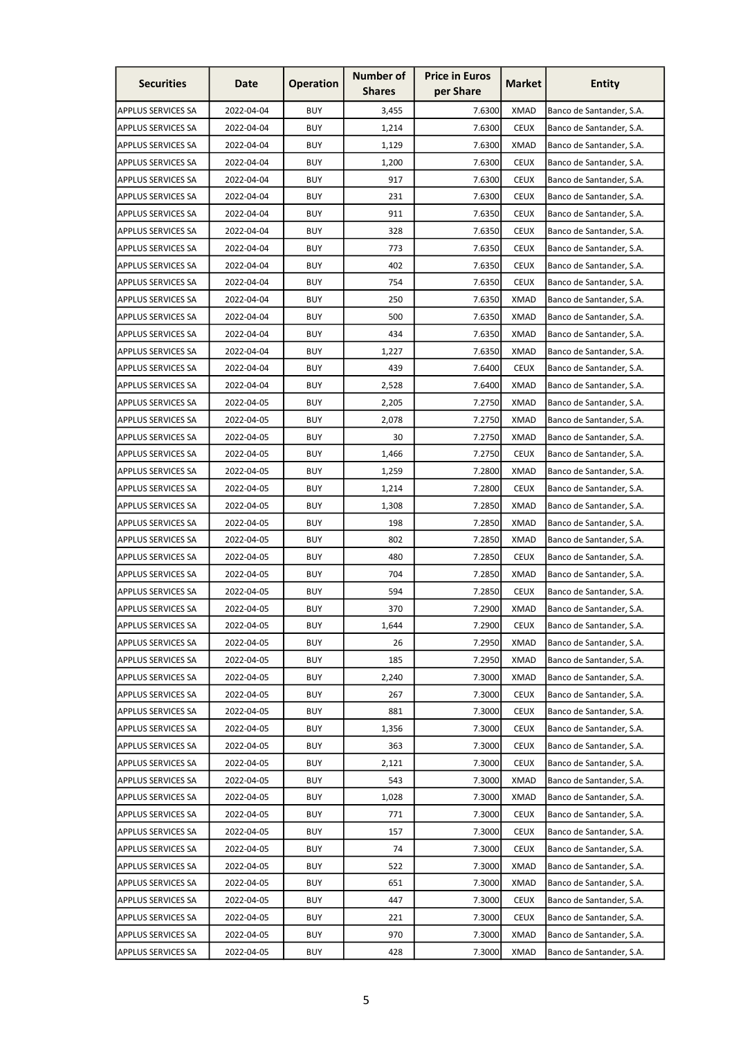| Securities | Date | Operation | Number of Shares | Price in Euros per Share | Market | Entity |
|---|---|---|---|---|---|---|
| APPLUS SERVICES SA | 2022-04-04 | BUY | 3,455 | 7.6300 | XMAD | Banco de Santander, S.A. |
| APPLUS SERVICES SA | 2022-04-04 | BUY | 1,214 | 7.6300 | CEUX | Banco de Santander, S.A. |
| APPLUS SERVICES SA | 2022-04-04 | BUY | 1,129 | 7.6300 | XMAD | Banco de Santander, S.A. |
| APPLUS SERVICES SA | 2022-04-04 | BUY | 1,200 | 7.6300 | CEUX | Banco de Santander, S.A. |
| APPLUS SERVICES SA | 2022-04-04 | BUY | 917 | 7.6300 | CEUX | Banco de Santander, S.A. |
| APPLUS SERVICES SA | 2022-04-04 | BUY | 231 | 7.6300 | CEUX | Banco de Santander, S.A. |
| APPLUS SERVICES SA | 2022-04-04 | BUY | 911 | 7.6350 | CEUX | Banco de Santander, S.A. |
| APPLUS SERVICES SA | 2022-04-04 | BUY | 328 | 7.6350 | CEUX | Banco de Santander, S.A. |
| APPLUS SERVICES SA | 2022-04-04 | BUY | 773 | 7.6350 | CEUX | Banco de Santander, S.A. |
| APPLUS SERVICES SA | 2022-04-04 | BUY | 402 | 7.6350 | CEUX | Banco de Santander, S.A. |
| APPLUS SERVICES SA | 2022-04-04 | BUY | 754 | 7.6350 | CEUX | Banco de Santander, S.A. |
| APPLUS SERVICES SA | 2022-04-04 | BUY | 250 | 7.6350 | XMAD | Banco de Santander, S.A. |
| APPLUS SERVICES SA | 2022-04-04 | BUY | 500 | 7.6350 | XMAD | Banco de Santander, S.A. |
| APPLUS SERVICES SA | 2022-04-04 | BUY | 434 | 7.6350 | XMAD | Banco de Santander, S.A. |
| APPLUS SERVICES SA | 2022-04-04 | BUY | 1,227 | 7.6350 | XMAD | Banco de Santander, S.A. |
| APPLUS SERVICES SA | 2022-04-04 | BUY | 439 | 7.6400 | CEUX | Banco de Santander, S.A. |
| APPLUS SERVICES SA | 2022-04-04 | BUY | 2,528 | 7.6400 | XMAD | Banco de Santander, S.A. |
| APPLUS SERVICES SA | 2022-04-05 | BUY | 2,205 | 7.2750 | XMAD | Banco de Santander, S.A. |
| APPLUS SERVICES SA | 2022-04-05 | BUY | 2,078 | 7.2750 | XMAD | Banco de Santander, S.A. |
| APPLUS SERVICES SA | 2022-04-05 | BUY | 30 | 7.2750 | XMAD | Banco de Santander, S.A. |
| APPLUS SERVICES SA | 2022-04-05 | BUY | 1,466 | 7.2750 | CEUX | Banco de Santander, S.A. |
| APPLUS SERVICES SA | 2022-04-05 | BUY | 1,259 | 7.2800 | XMAD | Banco de Santander, S.A. |
| APPLUS SERVICES SA | 2022-04-05 | BUY | 1,214 | 7.2800 | CEUX | Banco de Santander, S.A. |
| APPLUS SERVICES SA | 2022-04-05 | BUY | 1,308 | 7.2850 | XMAD | Banco de Santander, S.A. |
| APPLUS SERVICES SA | 2022-04-05 | BUY | 198 | 7.2850 | XMAD | Banco de Santander, S.A. |
| APPLUS SERVICES SA | 2022-04-05 | BUY | 802 | 7.2850 | XMAD | Banco de Santander, S.A. |
| APPLUS SERVICES SA | 2022-04-05 | BUY | 480 | 7.2850 | CEUX | Banco de Santander, S.A. |
| APPLUS SERVICES SA | 2022-04-05 | BUY | 704 | 7.2850 | XMAD | Banco de Santander, S.A. |
| APPLUS SERVICES SA | 2022-04-05 | BUY | 594 | 7.2850 | CEUX | Banco de Santander, S.A. |
| APPLUS SERVICES SA | 2022-04-05 | BUY | 370 | 7.2900 | XMAD | Banco de Santander, S.A. |
| APPLUS SERVICES SA | 2022-04-05 | BUY | 1,644 | 7.2900 | CEUX | Banco de Santander, S.A. |
| APPLUS SERVICES SA | 2022-04-05 | BUY | 26 | 7.2950 | XMAD | Banco de Santander, S.A. |
| APPLUS SERVICES SA | 2022-04-05 | BUY | 185 | 7.2950 | XMAD | Banco de Santander, S.A. |
| APPLUS SERVICES SA | 2022-04-05 | BUY | 2,240 | 7.3000 | XMAD | Banco de Santander, S.A. |
| APPLUS SERVICES SA | 2022-04-05 | BUY | 267 | 7.3000 | CEUX | Banco de Santander, S.A. |
| APPLUS SERVICES SA | 2022-04-05 | BUY | 881 | 7.3000 | CEUX | Banco de Santander, S.A. |
| APPLUS SERVICES SA | 2022-04-05 | BUY | 1,356 | 7.3000 | CEUX | Banco de Santander, S.A. |
| APPLUS SERVICES SA | 2022-04-05 | BUY | 363 | 7.3000 | CEUX | Banco de Santander, S.A. |
| APPLUS SERVICES SA | 2022-04-05 | BUY | 2,121 | 7.3000 | CEUX | Banco de Santander, S.A. |
| APPLUS SERVICES SA | 2022-04-05 | BUY | 543 | 7.3000 | XMAD | Banco de Santander, S.A. |
| APPLUS SERVICES SA | 2022-04-05 | BUY | 1,028 | 7.3000 | XMAD | Banco de Santander, S.A. |
| APPLUS SERVICES SA | 2022-04-05 | BUY | 771 | 7.3000 | CEUX | Banco de Santander, S.A. |
| APPLUS SERVICES SA | 2022-04-05 | BUY | 157 | 7.3000 | CEUX | Banco de Santander, S.A. |
| APPLUS SERVICES SA | 2022-04-05 | BUY | 74 | 7.3000 | CEUX | Banco de Santander, S.A. |
| APPLUS SERVICES SA | 2022-04-05 | BUY | 522 | 7.3000 | XMAD | Banco de Santander, S.A. |
| APPLUS SERVICES SA | 2022-04-05 | BUY | 651 | 7.3000 | XMAD | Banco de Santander, S.A. |
| APPLUS SERVICES SA | 2022-04-05 | BUY | 447 | 7.3000 | CEUX | Banco de Santander, S.A. |
| APPLUS SERVICES SA | 2022-04-05 | BUY | 221 | 7.3000 | CEUX | Banco de Santander, S.A. |
| APPLUS SERVICES SA | 2022-04-05 | BUY | 970 | 7.3000 | XMAD | Banco de Santander, S.A. |
| APPLUS SERVICES SA | 2022-04-05 | BUY | 428 | 7.3000 | XMAD | Banco de Santander, S.A. |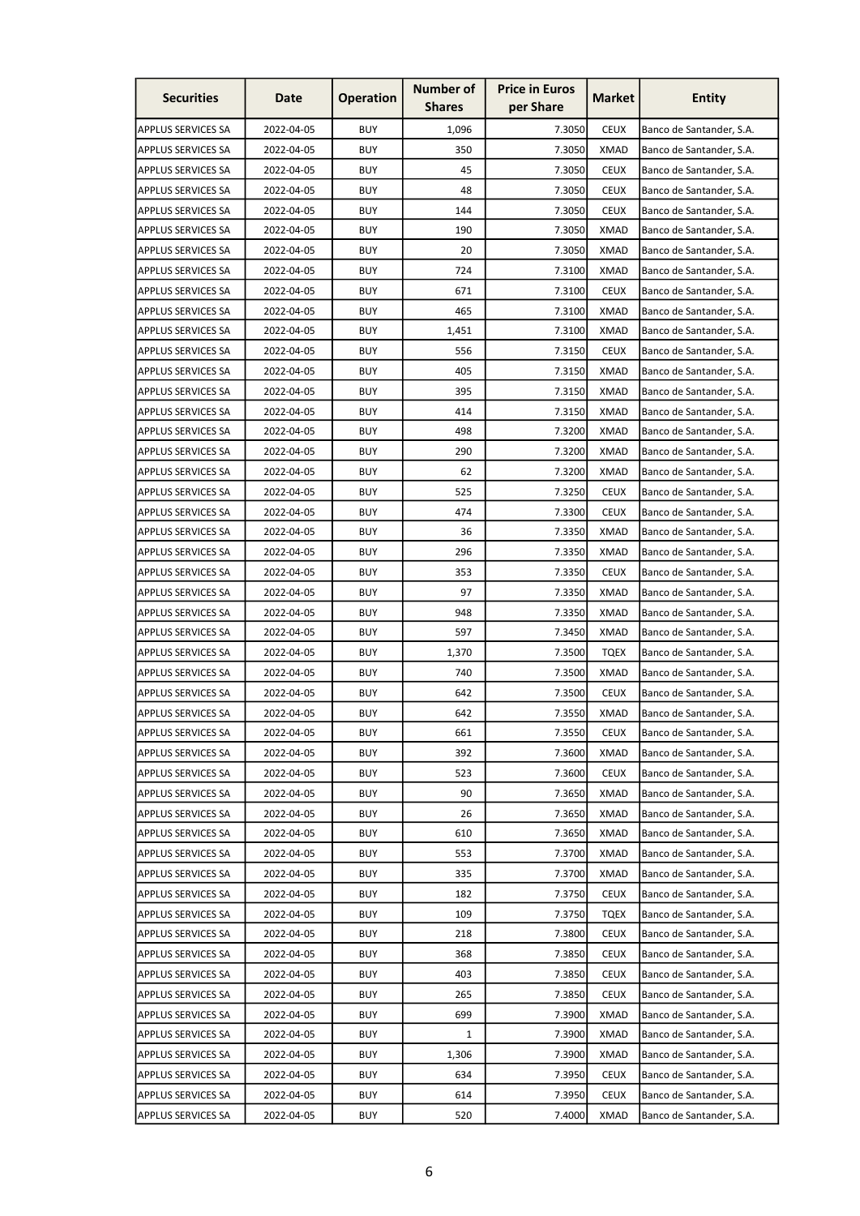| Securities | Date | Operation | Number of Shares | Price in Euros per Share | Market | Entity |
|---|---|---|---|---|---|---|
| APPLUS SERVICES SA | 2022-04-05 | BUY | 1,096 | 7.3050 | CEUX | Banco de Santander, S.A. |
| APPLUS SERVICES SA | 2022-04-05 | BUY | 350 | 7.3050 | XMAD | Banco de Santander, S.A. |
| APPLUS SERVICES SA | 2022-04-05 | BUY | 45 | 7.3050 | CEUX | Banco de Santander, S.A. |
| APPLUS SERVICES SA | 2022-04-05 | BUY | 48 | 7.3050 | CEUX | Banco de Santander, S.A. |
| APPLUS SERVICES SA | 2022-04-05 | BUY | 144 | 7.3050 | CEUX | Banco de Santander, S.A. |
| APPLUS SERVICES SA | 2022-04-05 | BUY | 190 | 7.3050 | XMAD | Banco de Santander, S.A. |
| APPLUS SERVICES SA | 2022-04-05 | BUY | 20 | 7.3050 | XMAD | Banco de Santander, S.A. |
| APPLUS SERVICES SA | 2022-04-05 | BUY | 724 | 7.3100 | XMAD | Banco de Santander, S.A. |
| APPLUS SERVICES SA | 2022-04-05 | BUY | 671 | 7.3100 | CEUX | Banco de Santander, S.A. |
| APPLUS SERVICES SA | 2022-04-05 | BUY | 465 | 7.3100 | XMAD | Banco de Santander, S.A. |
| APPLUS SERVICES SA | 2022-04-05 | BUY | 1,451 | 7.3100 | XMAD | Banco de Santander, S.A. |
| APPLUS SERVICES SA | 2022-04-05 | BUY | 556 | 7.3150 | CEUX | Banco de Santander, S.A. |
| APPLUS SERVICES SA | 2022-04-05 | BUY | 405 | 7.3150 | XMAD | Banco de Santander, S.A. |
| APPLUS SERVICES SA | 2022-04-05 | BUY | 395 | 7.3150 | XMAD | Banco de Santander, S.A. |
| APPLUS SERVICES SA | 2022-04-05 | BUY | 414 | 7.3150 | XMAD | Banco de Santander, S.A. |
| APPLUS SERVICES SA | 2022-04-05 | BUY | 498 | 7.3200 | XMAD | Banco de Santander, S.A. |
| APPLUS SERVICES SA | 2022-04-05 | BUY | 290 | 7.3200 | XMAD | Banco de Santander, S.A. |
| APPLUS SERVICES SA | 2022-04-05 | BUY | 62 | 7.3200 | XMAD | Banco de Santander, S.A. |
| APPLUS SERVICES SA | 2022-04-05 | BUY | 525 | 7.3250 | CEUX | Banco de Santander, S.A. |
| APPLUS SERVICES SA | 2022-04-05 | BUY | 474 | 7.3300 | CEUX | Banco de Santander, S.A. |
| APPLUS SERVICES SA | 2022-04-05 | BUY | 36 | 7.3350 | XMAD | Banco de Santander, S.A. |
| APPLUS SERVICES SA | 2022-04-05 | BUY | 296 | 7.3350 | XMAD | Banco de Santander, S.A. |
| APPLUS SERVICES SA | 2022-04-05 | BUY | 353 | 7.3350 | CEUX | Banco de Santander, S.A. |
| APPLUS SERVICES SA | 2022-04-05 | BUY | 97 | 7.3350 | XMAD | Banco de Santander, S.A. |
| APPLUS SERVICES SA | 2022-04-05 | BUY | 948 | 7.3350 | XMAD | Banco de Santander, S.A. |
| APPLUS SERVICES SA | 2022-04-05 | BUY | 597 | 7.3450 | XMAD | Banco de Santander, S.A. |
| APPLUS SERVICES SA | 2022-04-05 | BUY | 1,370 | 7.3500 | TQEX | Banco de Santander, S.A. |
| APPLUS SERVICES SA | 2022-04-05 | BUY | 740 | 7.3500 | XMAD | Banco de Santander, S.A. |
| APPLUS SERVICES SA | 2022-04-05 | BUY | 642 | 7.3500 | CEUX | Banco de Santander, S.A. |
| APPLUS SERVICES SA | 2022-04-05 | BUY | 642 | 7.3550 | XMAD | Banco de Santander, S.A. |
| APPLUS SERVICES SA | 2022-04-05 | BUY | 661 | 7.3550 | CEUX | Banco de Santander, S.A. |
| APPLUS SERVICES SA | 2022-04-05 | BUY | 392 | 7.3600 | XMAD | Banco de Santander, S.A. |
| APPLUS SERVICES SA | 2022-04-05 | BUY | 523 | 7.3600 | CEUX | Banco de Santander, S.A. |
| APPLUS SERVICES SA | 2022-04-05 | BUY | 90 | 7.3650 | XMAD | Banco de Santander, S.A. |
| APPLUS SERVICES SA | 2022-04-05 | BUY | 26 | 7.3650 | XMAD | Banco de Santander, S.A. |
| APPLUS SERVICES SA | 2022-04-05 | BUY | 610 | 7.3650 | XMAD | Banco de Santander, S.A. |
| APPLUS SERVICES SA | 2022-04-05 | BUY | 553 | 7.3700 | XMAD | Banco de Santander, S.A. |
| APPLUS SERVICES SA | 2022-04-05 | BUY | 335 | 7.3700 | XMAD | Banco de Santander, S.A. |
| APPLUS SERVICES SA | 2022-04-05 | BUY | 182 | 7.3750 | CEUX | Banco de Santander, S.A. |
| APPLUS SERVICES SA | 2022-04-05 | BUY | 109 | 7.3750 | TQEX | Banco de Santander, S.A. |
| APPLUS SERVICES SA | 2022-04-05 | BUY | 218 | 7.3800 | CEUX | Banco de Santander, S.A. |
| APPLUS SERVICES SA | 2022-04-05 | BUY | 368 | 7.3850 | CEUX | Banco de Santander, S.A. |
| APPLUS SERVICES SA | 2022-04-05 | BUY | 403 | 7.3850 | CEUX | Banco de Santander, S.A. |
| APPLUS SERVICES SA | 2022-04-05 | BUY | 265 | 7.3850 | CEUX | Banco de Santander, S.A. |
| APPLUS SERVICES SA | 2022-04-05 | BUY | 699 | 7.3900 | XMAD | Banco de Santander, S.A. |
| APPLUS SERVICES SA | 2022-04-05 | BUY | 1 | 7.3900 | XMAD | Banco de Santander, S.A. |
| APPLUS SERVICES SA | 2022-04-05 | BUY | 1,306 | 7.3900 | XMAD | Banco de Santander, S.A. |
| APPLUS SERVICES SA | 2022-04-05 | BUY | 634 | 7.3950 | CEUX | Banco de Santander, S.A. |
| APPLUS SERVICES SA | 2022-04-05 | BUY | 614 | 7.3950 | CEUX | Banco de Santander, S.A. |
| APPLUS SERVICES SA | 2022-04-05 | BUY | 520 | 7.4000 | XMAD | Banco de Santander, S.A. |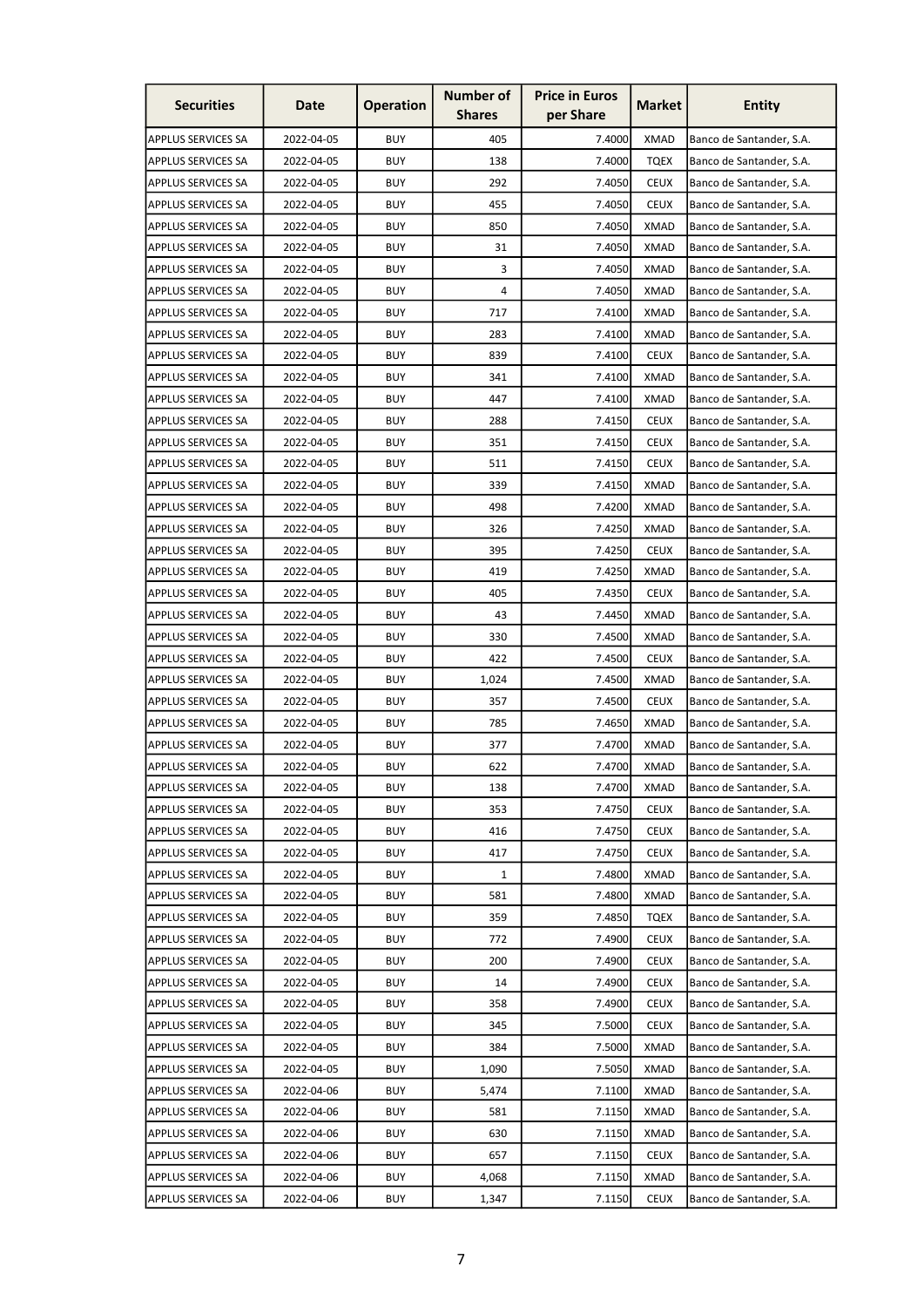| Securities | Date | Operation | Number of Shares | Price in Euros per Share | Market | Entity |
|---|---|---|---|---|---|---|
| APPLUS SERVICES SA | 2022-04-05 | BUY | 405 | 7.4000 | XMAD | Banco de Santander, S.A. |
| APPLUS SERVICES SA | 2022-04-05 | BUY | 138 | 7.4000 | TQEX | Banco de Santander, S.A. |
| APPLUS SERVICES SA | 2022-04-05 | BUY | 292 | 7.4050 | CEUX | Banco de Santander, S.A. |
| APPLUS SERVICES SA | 2022-04-05 | BUY | 455 | 7.4050 | CEUX | Banco de Santander, S.A. |
| APPLUS SERVICES SA | 2022-04-05 | BUY | 850 | 7.4050 | XMAD | Banco de Santander, S.A. |
| APPLUS SERVICES SA | 2022-04-05 | BUY | 31 | 7.4050 | XMAD | Banco de Santander, S.A. |
| APPLUS SERVICES SA | 2022-04-05 | BUY | 3 | 7.4050 | XMAD | Banco de Santander, S.A. |
| APPLUS SERVICES SA | 2022-04-05 | BUY | 4 | 7.4050 | XMAD | Banco de Santander, S.A. |
| APPLUS SERVICES SA | 2022-04-05 | BUY | 717 | 7.4100 | XMAD | Banco de Santander, S.A. |
| APPLUS SERVICES SA | 2022-04-05 | BUY | 283 | 7.4100 | XMAD | Banco de Santander, S.A. |
| APPLUS SERVICES SA | 2022-04-05 | BUY | 839 | 7.4100 | CEUX | Banco de Santander, S.A. |
| APPLUS SERVICES SA | 2022-04-05 | BUY | 341 | 7.4100 | XMAD | Banco de Santander, S.A. |
| APPLUS SERVICES SA | 2022-04-05 | BUY | 447 | 7.4100 | XMAD | Banco de Santander, S.A. |
| APPLUS SERVICES SA | 2022-04-05 | BUY | 288 | 7.4150 | CEUX | Banco de Santander, S.A. |
| APPLUS SERVICES SA | 2022-04-05 | BUY | 351 | 7.4150 | CEUX | Banco de Santander, S.A. |
| APPLUS SERVICES SA | 2022-04-05 | BUY | 511 | 7.4150 | CEUX | Banco de Santander, S.A. |
| APPLUS SERVICES SA | 2022-04-05 | BUY | 339 | 7.4150 | XMAD | Banco de Santander, S.A. |
| APPLUS SERVICES SA | 2022-04-05 | BUY | 498 | 7.4200 | XMAD | Banco de Santander, S.A. |
| APPLUS SERVICES SA | 2022-04-05 | BUY | 326 | 7.4250 | XMAD | Banco de Santander, S.A. |
| APPLUS SERVICES SA | 2022-04-05 | BUY | 395 | 7.4250 | CEUX | Banco de Santander, S.A. |
| APPLUS SERVICES SA | 2022-04-05 | BUY | 419 | 7.4250 | XMAD | Banco de Santander, S.A. |
| APPLUS SERVICES SA | 2022-04-05 | BUY | 405 | 7.4350 | CEUX | Banco de Santander, S.A. |
| APPLUS SERVICES SA | 2022-04-05 | BUY | 43 | 7.4450 | XMAD | Banco de Santander, S.A. |
| APPLUS SERVICES SA | 2022-04-05 | BUY | 330 | 7.4500 | XMAD | Banco de Santander, S.A. |
| APPLUS SERVICES SA | 2022-04-05 | BUY | 422 | 7.4500 | CEUX | Banco de Santander, S.A. |
| APPLUS SERVICES SA | 2022-04-05 | BUY | 1,024 | 7.4500 | XMAD | Banco de Santander, S.A. |
| APPLUS SERVICES SA | 2022-04-05 | BUY | 357 | 7.4500 | CEUX | Banco de Santander, S.A. |
| APPLUS SERVICES SA | 2022-04-05 | BUY | 785 | 7.4650 | XMAD | Banco de Santander, S.A. |
| APPLUS SERVICES SA | 2022-04-05 | BUY | 377 | 7.4700 | XMAD | Banco de Santander, S.A. |
| APPLUS SERVICES SA | 2022-04-05 | BUY | 622 | 7.4700 | XMAD | Banco de Santander, S.A. |
| APPLUS SERVICES SA | 2022-04-05 | BUY | 138 | 7.4700 | XMAD | Banco de Santander, S.A. |
| APPLUS SERVICES SA | 2022-04-05 | BUY | 353 | 7.4750 | CEUX | Banco de Santander, S.A. |
| APPLUS SERVICES SA | 2022-04-05 | BUY | 416 | 7.4750 | CEUX | Banco de Santander, S.A. |
| APPLUS SERVICES SA | 2022-04-05 | BUY | 417 | 7.4750 | CEUX | Banco de Santander, S.A. |
| APPLUS SERVICES SA | 2022-04-05 | BUY | 1 | 7.4800 | XMAD | Banco de Santander, S.A. |
| APPLUS SERVICES SA | 2022-04-05 | BUY | 581 | 7.4800 | XMAD | Banco de Santander, S.A. |
| APPLUS SERVICES SA | 2022-04-05 | BUY | 359 | 7.4850 | TQEX | Banco de Santander, S.A. |
| APPLUS SERVICES SA | 2022-04-05 | BUY | 772 | 7.4900 | CEUX | Banco de Santander, S.A. |
| APPLUS SERVICES SA | 2022-04-05 | BUY | 200 | 7.4900 | CEUX | Banco de Santander, S.A. |
| APPLUS SERVICES SA | 2022-04-05 | BUY | 14 | 7.4900 | CEUX | Banco de Santander, S.A. |
| APPLUS SERVICES SA | 2022-04-05 | BUY | 358 | 7.4900 | CEUX | Banco de Santander, S.A. |
| APPLUS SERVICES SA | 2022-04-05 | BUY | 345 | 7.5000 | CEUX | Banco de Santander, S.A. |
| APPLUS SERVICES SA | 2022-04-05 | BUY | 384 | 7.5000 | XMAD | Banco de Santander, S.A. |
| APPLUS SERVICES SA | 2022-04-05 | BUY | 1,090 | 7.5050 | XMAD | Banco de Santander, S.A. |
| APPLUS SERVICES SA | 2022-04-06 | BUY | 5,474 | 7.1100 | XMAD | Banco de Santander, S.A. |
| APPLUS SERVICES SA | 2022-04-06 | BUY | 581 | 7.1150 | XMAD | Banco de Santander, S.A. |
| APPLUS SERVICES SA | 2022-04-06 | BUY | 630 | 7.1150 | XMAD | Banco de Santander, S.A. |
| APPLUS SERVICES SA | 2022-04-06 | BUY | 657 | 7.1150 | CEUX | Banco de Santander, S.A. |
| APPLUS SERVICES SA | 2022-04-06 | BUY | 4,068 | 7.1150 | XMAD | Banco de Santander, S.A. |
| APPLUS SERVICES SA | 2022-04-06 | BUY | 1,347 | 7.1150 | CEUX | Banco de Santander, S.A. |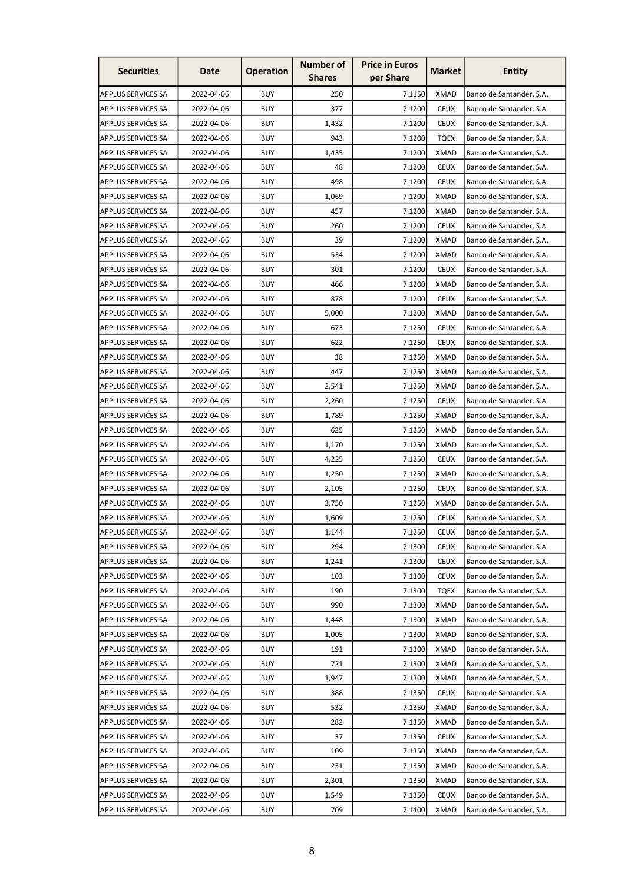| Securities | Date | Operation | Number of Shares | Price in Euros per Share | Market | Entity |
|---|---|---|---|---|---|---|
| APPLUS SERVICES SA | 2022-04-06 | BUY | 250 | 7.1150 | XMAD | Banco de Santander, S.A. |
| APPLUS SERVICES SA | 2022-04-06 | BUY | 377 | 7.1200 | CEUX | Banco de Santander, S.A. |
| APPLUS SERVICES SA | 2022-04-06 | BUY | 1,432 | 7.1200 | CEUX | Banco de Santander, S.A. |
| APPLUS SERVICES SA | 2022-04-06 | BUY | 943 | 7.1200 | TQEX | Banco de Santander, S.A. |
| APPLUS SERVICES SA | 2022-04-06 | BUY | 1,435 | 7.1200 | XMAD | Banco de Santander, S.A. |
| APPLUS SERVICES SA | 2022-04-06 | BUY | 48 | 7.1200 | CEUX | Banco de Santander, S.A. |
| APPLUS SERVICES SA | 2022-04-06 | BUY | 498 | 7.1200 | CEUX | Banco de Santander, S.A. |
| APPLUS SERVICES SA | 2022-04-06 | BUY | 1,069 | 7.1200 | XMAD | Banco de Santander, S.A. |
| APPLUS SERVICES SA | 2022-04-06 | BUY | 457 | 7.1200 | XMAD | Banco de Santander, S.A. |
| APPLUS SERVICES SA | 2022-04-06 | BUY | 260 | 7.1200 | CEUX | Banco de Santander, S.A. |
| APPLUS SERVICES SA | 2022-04-06 | BUY | 39 | 7.1200 | XMAD | Banco de Santander, S.A. |
| APPLUS SERVICES SA | 2022-04-06 | BUY | 534 | 7.1200 | XMAD | Banco de Santander, S.A. |
| APPLUS SERVICES SA | 2022-04-06 | BUY | 301 | 7.1200 | CEUX | Banco de Santander, S.A. |
| APPLUS SERVICES SA | 2022-04-06 | BUY | 466 | 7.1200 | XMAD | Banco de Santander, S.A. |
| APPLUS SERVICES SA | 2022-04-06 | BUY | 878 | 7.1200 | CEUX | Banco de Santander, S.A. |
| APPLUS SERVICES SA | 2022-04-06 | BUY | 5,000 | 7.1200 | XMAD | Banco de Santander, S.A. |
| APPLUS SERVICES SA | 2022-04-06 | BUY | 673 | 7.1250 | CEUX | Banco de Santander, S.A. |
| APPLUS SERVICES SA | 2022-04-06 | BUY | 622 | 7.1250 | CEUX | Banco de Santander, S.A. |
| APPLUS SERVICES SA | 2022-04-06 | BUY | 38 | 7.1250 | XMAD | Banco de Santander, S.A. |
| APPLUS SERVICES SA | 2022-04-06 | BUY | 447 | 7.1250 | XMAD | Banco de Santander, S.A. |
| APPLUS SERVICES SA | 2022-04-06 | BUY | 2,541 | 7.1250 | XMAD | Banco de Santander, S.A. |
| APPLUS SERVICES SA | 2022-04-06 | BUY | 2,260 | 7.1250 | CEUX | Banco de Santander, S.A. |
| APPLUS SERVICES SA | 2022-04-06 | BUY | 1,789 | 7.1250 | XMAD | Banco de Santander, S.A. |
| APPLUS SERVICES SA | 2022-04-06 | BUY | 625 | 7.1250 | XMAD | Banco de Santander, S.A. |
| APPLUS SERVICES SA | 2022-04-06 | BUY | 1,170 | 7.1250 | XMAD | Banco de Santander, S.A. |
| APPLUS SERVICES SA | 2022-04-06 | BUY | 4,225 | 7.1250 | CEUX | Banco de Santander, S.A. |
| APPLUS SERVICES SA | 2022-04-06 | BUY | 1,250 | 7.1250 | XMAD | Banco de Santander, S.A. |
| APPLUS SERVICES SA | 2022-04-06 | BUY | 2,105 | 7.1250 | CEUX | Banco de Santander, S.A. |
| APPLUS SERVICES SA | 2022-04-06 | BUY | 3,750 | 7.1250 | XMAD | Banco de Santander, S.A. |
| APPLUS SERVICES SA | 2022-04-06 | BUY | 1,609 | 7.1250 | CEUX | Banco de Santander, S.A. |
| APPLUS SERVICES SA | 2022-04-06 | BUY | 1,144 | 7.1250 | CEUX | Banco de Santander, S.A. |
| APPLUS SERVICES SA | 2022-04-06 | BUY | 294 | 7.1300 | CEUX | Banco de Santander, S.A. |
| APPLUS SERVICES SA | 2022-04-06 | BUY | 1,241 | 7.1300 | CEUX | Banco de Santander, S.A. |
| APPLUS SERVICES SA | 2022-04-06 | BUY | 103 | 7.1300 | CEUX | Banco de Santander, S.A. |
| APPLUS SERVICES SA | 2022-04-06 | BUY | 190 | 7.1300 | TQEX | Banco de Santander, S.A. |
| APPLUS SERVICES SA | 2022-04-06 | BUY | 990 | 7.1300 | XMAD | Banco de Santander, S.A. |
| APPLUS SERVICES SA | 2022-04-06 | BUY | 1,448 | 7.1300 | XMAD | Banco de Santander, S.A. |
| APPLUS SERVICES SA | 2022-04-06 | BUY | 1,005 | 7.1300 | XMAD | Banco de Santander, S.A. |
| APPLUS SERVICES SA | 2022-04-06 | BUY | 191 | 7.1300 | XMAD | Banco de Santander, S.A. |
| APPLUS SERVICES SA | 2022-04-06 | BUY | 721 | 7.1300 | XMAD | Banco de Santander, S.A. |
| APPLUS SERVICES SA | 2022-04-06 | BUY | 1,947 | 7.1300 | XMAD | Banco de Santander, S.A. |
| APPLUS SERVICES SA | 2022-04-06 | BUY | 388 | 7.1350 | CEUX | Banco de Santander, S.A. |
| APPLUS SERVICES SA | 2022-04-06 | BUY | 532 | 7.1350 | XMAD | Banco de Santander, S.A. |
| APPLUS SERVICES SA | 2022-04-06 | BUY | 282 | 7.1350 | XMAD | Banco de Santander, S.A. |
| APPLUS SERVICES SA | 2022-04-06 | BUY | 37 | 7.1350 | CEUX | Banco de Santander, S.A. |
| APPLUS SERVICES SA | 2022-04-06 | BUY | 109 | 7.1350 | XMAD | Banco de Santander, S.A. |
| APPLUS SERVICES SA | 2022-04-06 | BUY | 231 | 7.1350 | XMAD | Banco de Santander, S.A. |
| APPLUS SERVICES SA | 2022-04-06 | BUY | 2,301 | 7.1350 | XMAD | Banco de Santander, S.A. |
| APPLUS SERVICES SA | 2022-04-06 | BUY | 1,549 | 7.1350 | CEUX | Banco de Santander, S.A. |
| APPLUS SERVICES SA | 2022-04-06 | BUY | 709 | 7.1400 | XMAD | Banco de Santander, S.A. |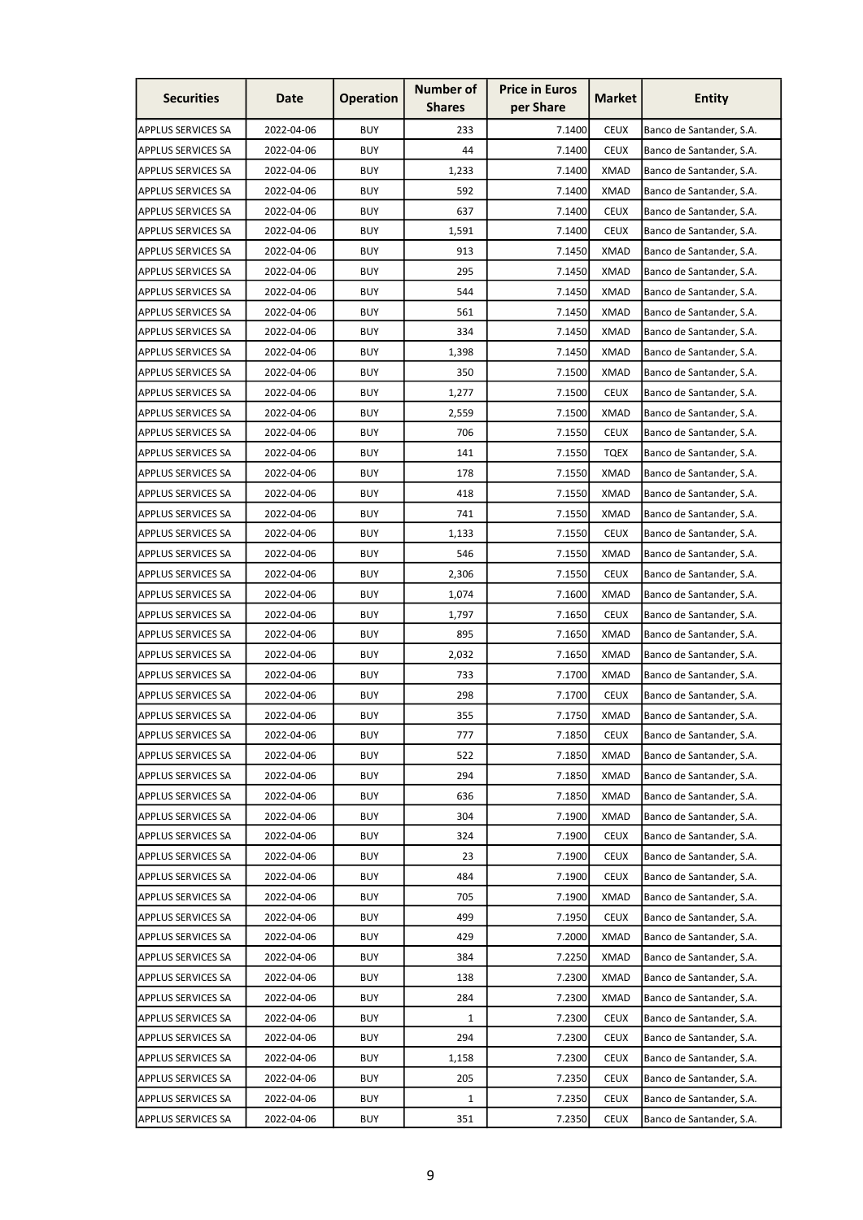| Securities | Date | Operation | Number of Shares | Price in Euros per Share | Market | Entity |
|---|---|---|---|---|---|---|
| APPLUS SERVICES SA | 2022-04-06 | BUY | 233 | 7.1400 | CEUX | Banco de Santander, S.A. |
| APPLUS SERVICES SA | 2022-04-06 | BUY | 44 | 7.1400 | CEUX | Banco de Santander, S.A. |
| APPLUS SERVICES SA | 2022-04-06 | BUY | 1,233 | 7.1400 | XMAD | Banco de Santander, S.A. |
| APPLUS SERVICES SA | 2022-04-06 | BUY | 592 | 7.1400 | XMAD | Banco de Santander, S.A. |
| APPLUS SERVICES SA | 2022-04-06 | BUY | 637 | 7.1400 | CEUX | Banco de Santander, S.A. |
| APPLUS SERVICES SA | 2022-04-06 | BUY | 1,591 | 7.1400 | CEUX | Banco de Santander, S.A. |
| APPLUS SERVICES SA | 2022-04-06 | BUY | 913 | 7.1450 | XMAD | Banco de Santander, S.A. |
| APPLUS SERVICES SA | 2022-04-06 | BUY | 295 | 7.1450 | XMAD | Banco de Santander, S.A. |
| APPLUS SERVICES SA | 2022-04-06 | BUY | 544 | 7.1450 | XMAD | Banco de Santander, S.A. |
| APPLUS SERVICES SA | 2022-04-06 | BUY | 561 | 7.1450 | XMAD | Banco de Santander, S.A. |
| APPLUS SERVICES SA | 2022-04-06 | BUY | 334 | 7.1450 | XMAD | Banco de Santander, S.A. |
| APPLUS SERVICES SA | 2022-04-06 | BUY | 1,398 | 7.1450 | XMAD | Banco de Santander, S.A. |
| APPLUS SERVICES SA | 2022-04-06 | BUY | 350 | 7.1500 | XMAD | Banco de Santander, S.A. |
| APPLUS SERVICES SA | 2022-04-06 | BUY | 1,277 | 7.1500 | CEUX | Banco de Santander, S.A. |
| APPLUS SERVICES SA | 2022-04-06 | BUY | 2,559 | 7.1500 | XMAD | Banco de Santander, S.A. |
| APPLUS SERVICES SA | 2022-04-06 | BUY | 706 | 7.1550 | CEUX | Banco de Santander, S.A. |
| APPLUS SERVICES SA | 2022-04-06 | BUY | 141 | 7.1550 | TQEX | Banco de Santander, S.A. |
| APPLUS SERVICES SA | 2022-04-06 | BUY | 178 | 7.1550 | XMAD | Banco de Santander, S.A. |
| APPLUS SERVICES SA | 2022-04-06 | BUY | 418 | 7.1550 | XMAD | Banco de Santander, S.A. |
| APPLUS SERVICES SA | 2022-04-06 | BUY | 741 | 7.1550 | XMAD | Banco de Santander, S.A. |
| APPLUS SERVICES SA | 2022-04-06 | BUY | 1,133 | 7.1550 | CEUX | Banco de Santander, S.A. |
| APPLUS SERVICES SA | 2022-04-06 | BUY | 546 | 7.1550 | XMAD | Banco de Santander, S.A. |
| APPLUS SERVICES SA | 2022-04-06 | BUY | 2,306 | 7.1550 | CEUX | Banco de Santander, S.A. |
| APPLUS SERVICES SA | 2022-04-06 | BUY | 1,074 | 7.1600 | XMAD | Banco de Santander, S.A. |
| APPLUS SERVICES SA | 2022-04-06 | BUY | 1,797 | 7.1650 | CEUX | Banco de Santander, S.A. |
| APPLUS SERVICES SA | 2022-04-06 | BUY | 895 | 7.1650 | XMAD | Banco de Santander, S.A. |
| APPLUS SERVICES SA | 2022-04-06 | BUY | 2,032 | 7.1650 | XMAD | Banco de Santander, S.A. |
| APPLUS SERVICES SA | 2022-04-06 | BUY | 733 | 7.1700 | XMAD | Banco de Santander, S.A. |
| APPLUS SERVICES SA | 2022-04-06 | BUY | 298 | 7.1700 | CEUX | Banco de Santander, S.A. |
| APPLUS SERVICES SA | 2022-04-06 | BUY | 355 | 7.1750 | XMAD | Banco de Santander, S.A. |
| APPLUS SERVICES SA | 2022-04-06 | BUY | 777 | 7.1850 | CEUX | Banco de Santander, S.A. |
| APPLUS SERVICES SA | 2022-04-06 | BUY | 522 | 7.1850 | XMAD | Banco de Santander, S.A. |
| APPLUS SERVICES SA | 2022-04-06 | BUY | 294 | 7.1850 | XMAD | Banco de Santander, S.A. |
| APPLUS SERVICES SA | 2022-04-06 | BUY | 636 | 7.1850 | XMAD | Banco de Santander, S.A. |
| APPLUS SERVICES SA | 2022-04-06 | BUY | 304 | 7.1900 | XMAD | Banco de Santander, S.A. |
| APPLUS SERVICES SA | 2022-04-06 | BUY | 324 | 7.1900 | CEUX | Banco de Santander, S.A. |
| APPLUS SERVICES SA | 2022-04-06 | BUY | 23 | 7.1900 | CEUX | Banco de Santander, S.A. |
| APPLUS SERVICES SA | 2022-04-06 | BUY | 484 | 7.1900 | CEUX | Banco de Santander, S.A. |
| APPLUS SERVICES SA | 2022-04-06 | BUY | 705 | 7.1900 | XMAD | Banco de Santander, S.A. |
| APPLUS SERVICES SA | 2022-04-06 | BUY | 499 | 7.1950 | CEUX | Banco de Santander, S.A. |
| APPLUS SERVICES SA | 2022-04-06 | BUY | 429 | 7.2000 | XMAD | Banco de Santander, S.A. |
| APPLUS SERVICES SA | 2022-04-06 | BUY | 384 | 7.2250 | XMAD | Banco de Santander, S.A. |
| APPLUS SERVICES SA | 2022-04-06 | BUY | 138 | 7.2300 | XMAD | Banco de Santander, S.A. |
| APPLUS SERVICES SA | 2022-04-06 | BUY | 284 | 7.2300 | XMAD | Banco de Santander, S.A. |
| APPLUS SERVICES SA | 2022-04-06 | BUY | 1 | 7.2300 | CEUX | Banco de Santander, S.A. |
| APPLUS SERVICES SA | 2022-04-06 | BUY | 294 | 7.2300 | CEUX | Banco de Santander, S.A. |
| APPLUS SERVICES SA | 2022-04-06 | BUY | 1,158 | 7.2300 | CEUX | Banco de Santander, S.A. |
| APPLUS SERVICES SA | 2022-04-06 | BUY | 205 | 7.2350 | CEUX | Banco de Santander, S.A. |
| APPLUS SERVICES SA | 2022-04-06 | BUY | 1 | 7.2350 | CEUX | Banco de Santander, S.A. |
| APPLUS SERVICES SA | 2022-04-06 | BUY | 351 | 7.2350 | CEUX | Banco de Santander, S.A. |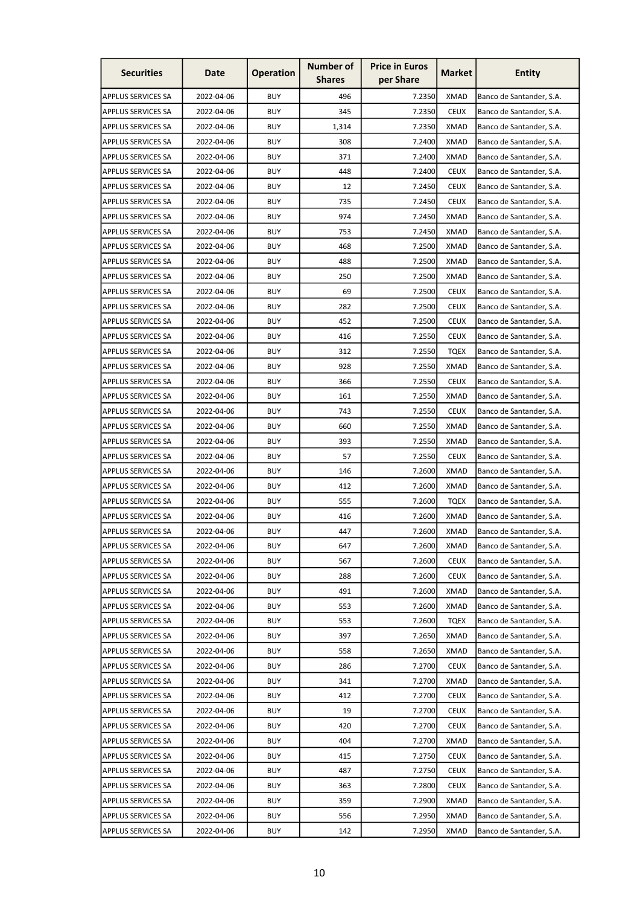| Securities | Date | Operation | Number of Shares | Price in Euros per Share | Market | Entity |
|---|---|---|---|---|---|---|
| APPLUS SERVICES SA | 2022-04-06 | BUY | 496 | 7.2350 | XMAD | Banco de Santander, S.A. |
| APPLUS SERVICES SA | 2022-04-06 | BUY | 345 | 7.2350 | CEUX | Banco de Santander, S.A. |
| APPLUS SERVICES SA | 2022-04-06 | BUY | 1,314 | 7.2350 | XMAD | Banco de Santander, S.A. |
| APPLUS SERVICES SA | 2022-04-06 | BUY | 308 | 7.2400 | XMAD | Banco de Santander, S.A. |
| APPLUS SERVICES SA | 2022-04-06 | BUY | 371 | 7.2400 | XMAD | Banco de Santander, S.A. |
| APPLUS SERVICES SA | 2022-04-06 | BUY | 448 | 7.2400 | CEUX | Banco de Santander, S.A. |
| APPLUS SERVICES SA | 2022-04-06 | BUY | 12 | 7.2450 | CEUX | Banco de Santander, S.A. |
| APPLUS SERVICES SA | 2022-04-06 | BUY | 735 | 7.2450 | CEUX | Banco de Santander, S.A. |
| APPLUS SERVICES SA | 2022-04-06 | BUY | 974 | 7.2450 | XMAD | Banco de Santander, S.A. |
| APPLUS SERVICES SA | 2022-04-06 | BUY | 753 | 7.2450 | XMAD | Banco de Santander, S.A. |
| APPLUS SERVICES SA | 2022-04-06 | BUY | 468 | 7.2500 | XMAD | Banco de Santander, S.A. |
| APPLUS SERVICES SA | 2022-04-06 | BUY | 488 | 7.2500 | XMAD | Banco de Santander, S.A. |
| APPLUS SERVICES SA | 2022-04-06 | BUY | 250 | 7.2500 | XMAD | Banco de Santander, S.A. |
| APPLUS SERVICES SA | 2022-04-06 | BUY | 69 | 7.2500 | CEUX | Banco de Santander, S.A. |
| APPLUS SERVICES SA | 2022-04-06 | BUY | 282 | 7.2500 | CEUX | Banco de Santander, S.A. |
| APPLUS SERVICES SA | 2022-04-06 | BUY | 452 | 7.2500 | CEUX | Banco de Santander, S.A. |
| APPLUS SERVICES SA | 2022-04-06 | BUY | 416 | 7.2550 | CEUX | Banco de Santander, S.A. |
| APPLUS SERVICES SA | 2022-04-06 | BUY | 312 | 7.2550 | TQEX | Banco de Santander, S.A. |
| APPLUS SERVICES SA | 2022-04-06 | BUY | 928 | 7.2550 | XMAD | Banco de Santander, S.A. |
| APPLUS SERVICES SA | 2022-04-06 | BUY | 366 | 7.2550 | CEUX | Banco de Santander, S.A. |
| APPLUS SERVICES SA | 2022-04-06 | BUY | 161 | 7.2550 | XMAD | Banco de Santander, S.A. |
| APPLUS SERVICES SA | 2022-04-06 | BUY | 743 | 7.2550 | CEUX | Banco de Santander, S.A. |
| APPLUS SERVICES SA | 2022-04-06 | BUY | 660 | 7.2550 | XMAD | Banco de Santander, S.A. |
| APPLUS SERVICES SA | 2022-04-06 | BUY | 393 | 7.2550 | XMAD | Banco de Santander, S.A. |
| APPLUS SERVICES SA | 2022-04-06 | BUY | 57 | 7.2550 | CEUX | Banco de Santander, S.A. |
| APPLUS SERVICES SA | 2022-04-06 | BUY | 146 | 7.2600 | XMAD | Banco de Santander, S.A. |
| APPLUS SERVICES SA | 2022-04-06 | BUY | 412 | 7.2600 | XMAD | Banco de Santander, S.A. |
| APPLUS SERVICES SA | 2022-04-06 | BUY | 555 | 7.2600 | TQEX | Banco de Santander, S.A. |
| APPLUS SERVICES SA | 2022-04-06 | BUY | 416 | 7.2600 | XMAD | Banco de Santander, S.A. |
| APPLUS SERVICES SA | 2022-04-06 | BUY | 447 | 7.2600 | XMAD | Banco de Santander, S.A. |
| APPLUS SERVICES SA | 2022-04-06 | BUY | 647 | 7.2600 | XMAD | Banco de Santander, S.A. |
| APPLUS SERVICES SA | 2022-04-06 | BUY | 567 | 7.2600 | CEUX | Banco de Santander, S.A. |
| APPLUS SERVICES SA | 2022-04-06 | BUY | 288 | 7.2600 | CEUX | Banco de Santander, S.A. |
| APPLUS SERVICES SA | 2022-04-06 | BUY | 491 | 7.2600 | XMAD | Banco de Santander, S.A. |
| APPLUS SERVICES SA | 2022-04-06 | BUY | 553 | 7.2600 | XMAD | Banco de Santander, S.A. |
| APPLUS SERVICES SA | 2022-04-06 | BUY | 553 | 7.2600 | TQEX | Banco de Santander, S.A. |
| APPLUS SERVICES SA | 2022-04-06 | BUY | 397 | 7.2650 | XMAD | Banco de Santander, S.A. |
| APPLUS SERVICES SA | 2022-04-06 | BUY | 558 | 7.2650 | XMAD | Banco de Santander, S.A. |
| APPLUS SERVICES SA | 2022-04-06 | BUY | 286 | 7.2700 | CEUX | Banco de Santander, S.A. |
| APPLUS SERVICES SA | 2022-04-06 | BUY | 341 | 7.2700 | XMAD | Banco de Santander, S.A. |
| APPLUS SERVICES SA | 2022-04-06 | BUY | 412 | 7.2700 | CEUX | Banco de Santander, S.A. |
| APPLUS SERVICES SA | 2022-04-06 | BUY | 19 | 7.2700 | CEUX | Banco de Santander, S.A. |
| APPLUS SERVICES SA | 2022-04-06 | BUY | 420 | 7.2700 | CEUX | Banco de Santander, S.A. |
| APPLUS SERVICES SA | 2022-04-06 | BUY | 404 | 7.2700 | XMAD | Banco de Santander, S.A. |
| APPLUS SERVICES SA | 2022-04-06 | BUY | 415 | 7.2750 | CEUX | Banco de Santander, S.A. |
| APPLUS SERVICES SA | 2022-04-06 | BUY | 487 | 7.2750 | CEUX | Banco de Santander, S.A. |
| APPLUS SERVICES SA | 2022-04-06 | BUY | 363 | 7.2800 | CEUX | Banco de Santander, S.A. |
| APPLUS SERVICES SA | 2022-04-06 | BUY | 359 | 7.2900 | XMAD | Banco de Santander, S.A. |
| APPLUS SERVICES SA | 2022-04-06 | BUY | 556 | 7.2950 | XMAD | Banco de Santander, S.A. |
| APPLUS SERVICES SA | 2022-04-06 | BUY | 142 | 7.2950 | XMAD | Banco de Santander, S.A. |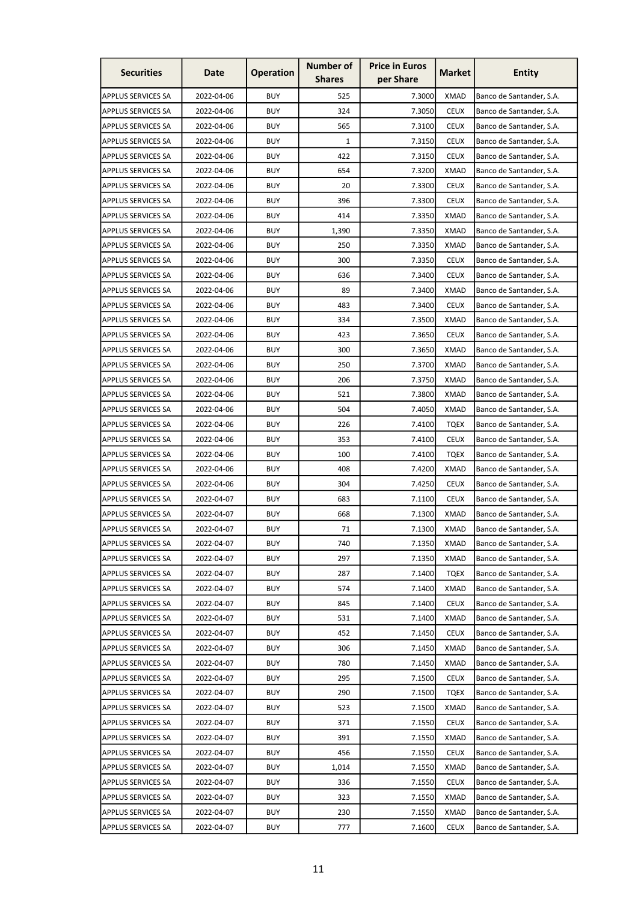| Securities | Date | Operation | Number of Shares | Price in Euros per Share | Market | Entity |
|---|---|---|---|---|---|---|
| APPLUS SERVICES SA | 2022-04-06 | BUY | 525 | 7.3000 | XMAD | Banco de Santander, S.A. |
| APPLUS SERVICES SA | 2022-04-06 | BUY | 324 | 7.3050 | CEUX | Banco de Santander, S.A. |
| APPLUS SERVICES SA | 2022-04-06 | BUY | 565 | 7.3100 | CEUX | Banco de Santander, S.A. |
| APPLUS SERVICES SA | 2022-04-06 | BUY | 1 | 7.3150 | CEUX | Banco de Santander, S.A. |
| APPLUS SERVICES SA | 2022-04-06 | BUY | 422 | 7.3150 | CEUX | Banco de Santander, S.A. |
| APPLUS SERVICES SA | 2022-04-06 | BUY | 654 | 7.3200 | XMAD | Banco de Santander, S.A. |
| APPLUS SERVICES SA | 2022-04-06 | BUY | 20 | 7.3300 | CEUX | Banco de Santander, S.A. |
| APPLUS SERVICES SA | 2022-04-06 | BUY | 396 | 7.3300 | CEUX | Banco de Santander, S.A. |
| APPLUS SERVICES SA | 2022-04-06 | BUY | 414 | 7.3350 | XMAD | Banco de Santander, S.A. |
| APPLUS SERVICES SA | 2022-04-06 | BUY | 1,390 | 7.3350 | XMAD | Banco de Santander, S.A. |
| APPLUS SERVICES SA | 2022-04-06 | BUY | 250 | 7.3350 | XMAD | Banco de Santander, S.A. |
| APPLUS SERVICES SA | 2022-04-06 | BUY | 300 | 7.3350 | CEUX | Banco de Santander, S.A. |
| APPLUS SERVICES SA | 2022-04-06 | BUY | 636 | 7.3400 | CEUX | Banco de Santander, S.A. |
| APPLUS SERVICES SA | 2022-04-06 | BUY | 89 | 7.3400 | XMAD | Banco de Santander, S.A. |
| APPLUS SERVICES SA | 2022-04-06 | BUY | 483 | 7.3400 | CEUX | Banco de Santander, S.A. |
| APPLUS SERVICES SA | 2022-04-06 | BUY | 334 | 7.3500 | XMAD | Banco de Santander, S.A. |
| APPLUS SERVICES SA | 2022-04-06 | BUY | 423 | 7.3650 | CEUX | Banco de Santander, S.A. |
| APPLUS SERVICES SA | 2022-04-06 | BUY | 300 | 7.3650 | XMAD | Banco de Santander, S.A. |
| APPLUS SERVICES SA | 2022-04-06 | BUY | 250 | 7.3700 | XMAD | Banco de Santander, S.A. |
| APPLUS SERVICES SA | 2022-04-06 | BUY | 206 | 7.3750 | XMAD | Banco de Santander, S.A. |
| APPLUS SERVICES SA | 2022-04-06 | BUY | 521 | 7.3800 | XMAD | Banco de Santander, S.A. |
| APPLUS SERVICES SA | 2022-04-06 | BUY | 504 | 7.4050 | XMAD | Banco de Santander, S.A. |
| APPLUS SERVICES SA | 2022-04-06 | BUY | 226 | 7.4100 | TQEX | Banco de Santander, S.A. |
| APPLUS SERVICES SA | 2022-04-06 | BUY | 353 | 7.4100 | CEUX | Banco de Santander, S.A. |
| APPLUS SERVICES SA | 2022-04-06 | BUY | 100 | 7.4100 | TQEX | Banco de Santander, S.A. |
| APPLUS SERVICES SA | 2022-04-06 | BUY | 408 | 7.4200 | XMAD | Banco de Santander, S.A. |
| APPLUS SERVICES SA | 2022-04-06 | BUY | 304 | 7.4250 | CEUX | Banco de Santander, S.A. |
| APPLUS SERVICES SA | 2022-04-07 | BUY | 683 | 7.1100 | CEUX | Banco de Santander, S.A. |
| APPLUS SERVICES SA | 2022-04-07 | BUY | 668 | 7.1300 | XMAD | Banco de Santander, S.A. |
| APPLUS SERVICES SA | 2022-04-07 | BUY | 71 | 7.1300 | XMAD | Banco de Santander, S.A. |
| APPLUS SERVICES SA | 2022-04-07 | BUY | 740 | 7.1350 | XMAD | Banco de Santander, S.A. |
| APPLUS SERVICES SA | 2022-04-07 | BUY | 297 | 7.1350 | XMAD | Banco de Santander, S.A. |
| APPLUS SERVICES SA | 2022-04-07 | BUY | 287 | 7.1400 | TQEX | Banco de Santander, S.A. |
| APPLUS SERVICES SA | 2022-04-07 | BUY | 574 | 7.1400 | XMAD | Banco de Santander, S.A. |
| APPLUS SERVICES SA | 2022-04-07 | BUY | 845 | 7.1400 | CEUX | Banco de Santander, S.A. |
| APPLUS SERVICES SA | 2022-04-07 | BUY | 531 | 7.1400 | XMAD | Banco de Santander, S.A. |
| APPLUS SERVICES SA | 2022-04-07 | BUY | 452 | 7.1450 | CEUX | Banco de Santander, S.A. |
| APPLUS SERVICES SA | 2022-04-07 | BUY | 306 | 7.1450 | XMAD | Banco de Santander, S.A. |
| APPLUS SERVICES SA | 2022-04-07 | BUY | 780 | 7.1450 | XMAD | Banco de Santander, S.A. |
| APPLUS SERVICES SA | 2022-04-07 | BUY | 295 | 7.1500 | CEUX | Banco de Santander, S.A. |
| APPLUS SERVICES SA | 2022-04-07 | BUY | 290 | 7.1500 | TQEX | Banco de Santander, S.A. |
| APPLUS SERVICES SA | 2022-04-07 | BUY | 523 | 7.1500 | XMAD | Banco de Santander, S.A. |
| APPLUS SERVICES SA | 2022-04-07 | BUY | 371 | 7.1550 | CEUX | Banco de Santander, S.A. |
| APPLUS SERVICES SA | 2022-04-07 | BUY | 391 | 7.1550 | XMAD | Banco de Santander, S.A. |
| APPLUS SERVICES SA | 2022-04-07 | BUY | 456 | 7.1550 | CEUX | Banco de Santander, S.A. |
| APPLUS SERVICES SA | 2022-04-07 | BUY | 1,014 | 7.1550 | XMAD | Banco de Santander, S.A. |
| APPLUS SERVICES SA | 2022-04-07 | BUY | 336 | 7.1550 | CEUX | Banco de Santander, S.A. |
| APPLUS SERVICES SA | 2022-04-07 | BUY | 323 | 7.1550 | XMAD | Banco de Santander, S.A. |
| APPLUS SERVICES SA | 2022-04-07 | BUY | 230 | 7.1550 | XMAD | Banco de Santander, S.A. |
| APPLUS SERVICES SA | 2022-04-07 | BUY | 777 | 7.1600 | CEUX | Banco de Santander, S.A. |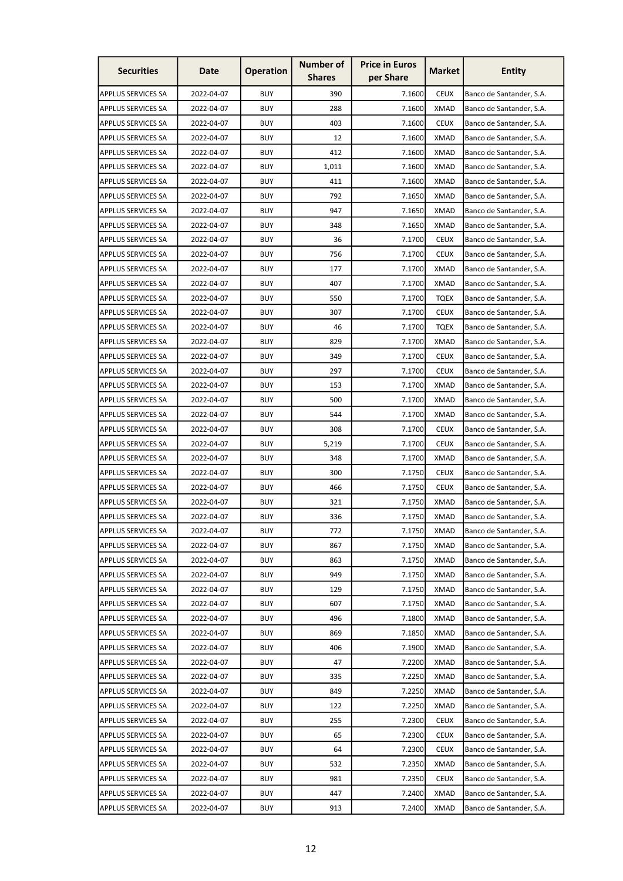| Securities | Date | Operation | Number of Shares | Price in Euros per Share | Market | Entity |
|---|---|---|---|---|---|---|
| APPLUS SERVICES SA | 2022-04-07 | BUY | 390 | 7.1600 | CEUX | Banco de Santander, S.A. |
| APPLUS SERVICES SA | 2022-04-07 | BUY | 288 | 7.1600 | XMAD | Banco de Santander, S.A. |
| APPLUS SERVICES SA | 2022-04-07 | BUY | 403 | 7.1600 | CEUX | Banco de Santander, S.A. |
| APPLUS SERVICES SA | 2022-04-07 | BUY | 12 | 7.1600 | XMAD | Banco de Santander, S.A. |
| APPLUS SERVICES SA | 2022-04-07 | BUY | 412 | 7.1600 | XMAD | Banco de Santander, S.A. |
| APPLUS SERVICES SA | 2022-04-07 | BUY | 1,011 | 7.1600 | XMAD | Banco de Santander, S.A. |
| APPLUS SERVICES SA | 2022-04-07 | BUY | 411 | 7.1600 | XMAD | Banco de Santander, S.A. |
| APPLUS SERVICES SA | 2022-04-07 | BUY | 792 | 7.1650 | XMAD | Banco de Santander, S.A. |
| APPLUS SERVICES SA | 2022-04-07 | BUY | 947 | 7.1650 | XMAD | Banco de Santander, S.A. |
| APPLUS SERVICES SA | 2022-04-07 | BUY | 348 | 7.1650 | XMAD | Banco de Santander, S.A. |
| APPLUS SERVICES SA | 2022-04-07 | BUY | 36 | 7.1700 | CEUX | Banco de Santander, S.A. |
| APPLUS SERVICES SA | 2022-04-07 | BUY | 756 | 7.1700 | CEUX | Banco de Santander, S.A. |
| APPLUS SERVICES SA | 2022-04-07 | BUY | 177 | 7.1700 | XMAD | Banco de Santander, S.A. |
| APPLUS SERVICES SA | 2022-04-07 | BUY | 407 | 7.1700 | XMAD | Banco de Santander, S.A. |
| APPLUS SERVICES SA | 2022-04-07 | BUY | 550 | 7.1700 | TQEX | Banco de Santander, S.A. |
| APPLUS SERVICES SA | 2022-04-07 | BUY | 307 | 7.1700 | CEUX | Banco de Santander, S.A. |
| APPLUS SERVICES SA | 2022-04-07 | BUY | 46 | 7.1700 | TQEX | Banco de Santander, S.A. |
| APPLUS SERVICES SA | 2022-04-07 | BUY | 829 | 7.1700 | XMAD | Banco de Santander, S.A. |
| APPLUS SERVICES SA | 2022-04-07 | BUY | 349 | 7.1700 | CEUX | Banco de Santander, S.A. |
| APPLUS SERVICES SA | 2022-04-07 | BUY | 297 | 7.1700 | CEUX | Banco de Santander, S.A. |
| APPLUS SERVICES SA | 2022-04-07 | BUY | 153 | 7.1700 | XMAD | Banco de Santander, S.A. |
| APPLUS SERVICES SA | 2022-04-07 | BUY | 500 | 7.1700 | XMAD | Banco de Santander, S.A. |
| APPLUS SERVICES SA | 2022-04-07 | BUY | 544 | 7.1700 | XMAD | Banco de Santander, S.A. |
| APPLUS SERVICES SA | 2022-04-07 | BUY | 308 | 7.1700 | CEUX | Banco de Santander, S.A. |
| APPLUS SERVICES SA | 2022-04-07 | BUY | 5,219 | 7.1700 | CEUX | Banco de Santander, S.A. |
| APPLUS SERVICES SA | 2022-04-07 | BUY | 348 | 7.1700 | XMAD | Banco de Santander, S.A. |
| APPLUS SERVICES SA | 2022-04-07 | BUY | 300 | 7.1750 | CEUX | Banco de Santander, S.A. |
| APPLUS SERVICES SA | 2022-04-07 | BUY | 466 | 7.1750 | CEUX | Banco de Santander, S.A. |
| APPLUS SERVICES SA | 2022-04-07 | BUY | 321 | 7.1750 | XMAD | Banco de Santander, S.A. |
| APPLUS SERVICES SA | 2022-04-07 | BUY | 336 | 7.1750 | XMAD | Banco de Santander, S.A. |
| APPLUS SERVICES SA | 2022-04-07 | BUY | 772 | 7.1750 | XMAD | Banco de Santander, S.A. |
| APPLUS SERVICES SA | 2022-04-07 | BUY | 867 | 7.1750 | XMAD | Banco de Santander, S.A. |
| APPLUS SERVICES SA | 2022-04-07 | BUY | 863 | 7.1750 | XMAD | Banco de Santander, S.A. |
| APPLUS SERVICES SA | 2022-04-07 | BUY | 949 | 7.1750 | XMAD | Banco de Santander, S.A. |
| APPLUS SERVICES SA | 2022-04-07 | BUY | 129 | 7.1750 | XMAD | Banco de Santander, S.A. |
| APPLUS SERVICES SA | 2022-04-07 | BUY | 607 | 7.1750 | XMAD | Banco de Santander, S.A. |
| APPLUS SERVICES SA | 2022-04-07 | BUY | 496 | 7.1800 | XMAD | Banco de Santander, S.A. |
| APPLUS SERVICES SA | 2022-04-07 | BUY | 869 | 7.1850 | XMAD | Banco de Santander, S.A. |
| APPLUS SERVICES SA | 2022-04-07 | BUY | 406 | 7.1900 | XMAD | Banco de Santander, S.A. |
| APPLUS SERVICES SA | 2022-04-07 | BUY | 47 | 7.2200 | XMAD | Banco de Santander, S.A. |
| APPLUS SERVICES SA | 2022-04-07 | BUY | 335 | 7.2250 | XMAD | Banco de Santander, S.A. |
| APPLUS SERVICES SA | 2022-04-07 | BUY | 849 | 7.2250 | XMAD | Banco de Santander, S.A. |
| APPLUS SERVICES SA | 2022-04-07 | BUY | 122 | 7.2250 | XMAD | Banco de Santander, S.A. |
| APPLUS SERVICES SA | 2022-04-07 | BUY | 255 | 7.2300 | CEUX | Banco de Santander, S.A. |
| APPLUS SERVICES SA | 2022-04-07 | BUY | 65 | 7.2300 | CEUX | Banco de Santander, S.A. |
| APPLUS SERVICES SA | 2022-04-07 | BUY | 64 | 7.2300 | CEUX | Banco de Santander, S.A. |
| APPLUS SERVICES SA | 2022-04-07 | BUY | 532 | 7.2350 | XMAD | Banco de Santander, S.A. |
| APPLUS SERVICES SA | 2022-04-07 | BUY | 981 | 7.2350 | CEUX | Banco de Santander, S.A. |
| APPLUS SERVICES SA | 2022-04-07 | BUY | 447 | 7.2400 | XMAD | Banco de Santander, S.A. |
| APPLUS SERVICES SA | 2022-04-07 | BUY | 913 | 7.2400 | XMAD | Banco de Santander, S.A. |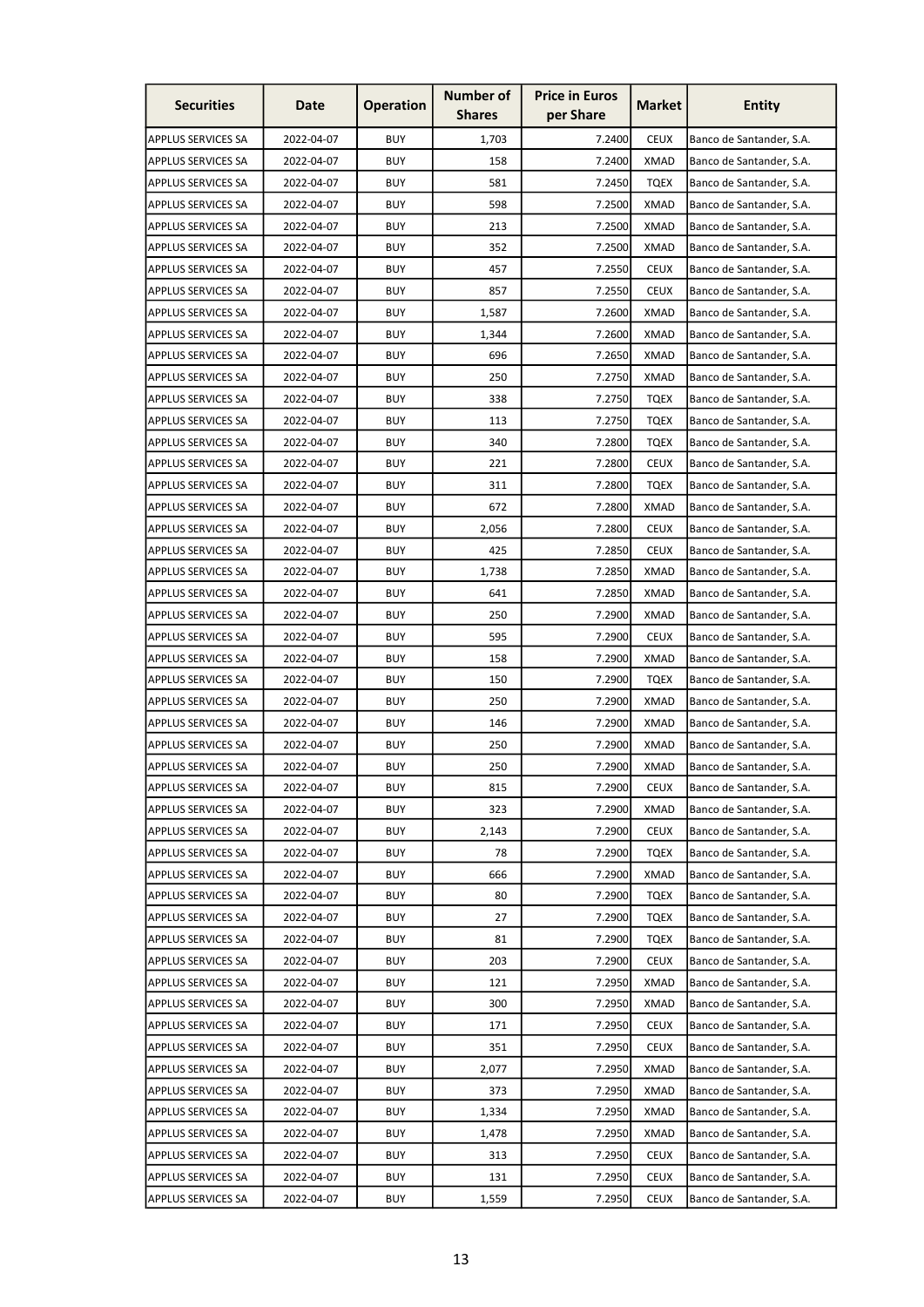| Securities | Date | Operation | Number of Shares | Price in Euros per Share | Market | Entity |
|---|---|---|---|---|---|---|
| APPLUS SERVICES SA | 2022-04-07 | BUY | 1,703 | 7.2400 | CEUX | Banco de Santander, S.A. |
| APPLUS SERVICES SA | 2022-04-07 | BUY | 158 | 7.2400 | XMAD | Banco de Santander, S.A. |
| APPLUS SERVICES SA | 2022-04-07 | BUY | 581 | 7.2450 | TQEX | Banco de Santander, S.A. |
| APPLUS SERVICES SA | 2022-04-07 | BUY | 598 | 7.2500 | XMAD | Banco de Santander, S.A. |
| APPLUS SERVICES SA | 2022-04-07 | BUY | 213 | 7.2500 | XMAD | Banco de Santander, S.A. |
| APPLUS SERVICES SA | 2022-04-07 | BUY | 352 | 7.2500 | XMAD | Banco de Santander, S.A. |
| APPLUS SERVICES SA | 2022-04-07 | BUY | 457 | 7.2550 | CEUX | Banco de Santander, S.A. |
| APPLUS SERVICES SA | 2022-04-07 | BUY | 857 | 7.2550 | CEUX | Banco de Santander, S.A. |
| APPLUS SERVICES SA | 2022-04-07 | BUY | 1,587 | 7.2600 | XMAD | Banco de Santander, S.A. |
| APPLUS SERVICES SA | 2022-04-07 | BUY | 1,344 | 7.2600 | XMAD | Banco de Santander, S.A. |
| APPLUS SERVICES SA | 2022-04-07 | BUY | 696 | 7.2650 | XMAD | Banco de Santander, S.A. |
| APPLUS SERVICES SA | 2022-04-07 | BUY | 250 | 7.2750 | XMAD | Banco de Santander, S.A. |
| APPLUS SERVICES SA | 2022-04-07 | BUY | 338 | 7.2750 | TQEX | Banco de Santander, S.A. |
| APPLUS SERVICES SA | 2022-04-07 | BUY | 113 | 7.2750 | TQEX | Banco de Santander, S.A. |
| APPLUS SERVICES SA | 2022-04-07 | BUY | 340 | 7.2800 | TQEX | Banco de Santander, S.A. |
| APPLUS SERVICES SA | 2022-04-07 | BUY | 221 | 7.2800 | CEUX | Banco de Santander, S.A. |
| APPLUS SERVICES SA | 2022-04-07 | BUY | 311 | 7.2800 | TQEX | Banco de Santander, S.A. |
| APPLUS SERVICES SA | 2022-04-07 | BUY | 672 | 7.2800 | XMAD | Banco de Santander, S.A. |
| APPLUS SERVICES SA | 2022-04-07 | BUY | 2,056 | 7.2800 | CEUX | Banco de Santander, S.A. |
| APPLUS SERVICES SA | 2022-04-07 | BUY | 425 | 7.2850 | CEUX | Banco de Santander, S.A. |
| APPLUS SERVICES SA | 2022-04-07 | BUY | 1,738 | 7.2850 | XMAD | Banco de Santander, S.A. |
| APPLUS SERVICES SA | 2022-04-07 | BUY | 641 | 7.2850 | XMAD | Banco de Santander, S.A. |
| APPLUS SERVICES SA | 2022-04-07 | BUY | 250 | 7.2900 | XMAD | Banco de Santander, S.A. |
| APPLUS SERVICES SA | 2022-04-07 | BUY | 595 | 7.2900 | CEUX | Banco de Santander, S.A. |
| APPLUS SERVICES SA | 2022-04-07 | BUY | 158 | 7.2900 | XMAD | Banco de Santander, S.A. |
| APPLUS SERVICES SA | 2022-04-07 | BUY | 150 | 7.2900 | TQEX | Banco de Santander, S.A. |
| APPLUS SERVICES SA | 2022-04-07 | BUY | 250 | 7.2900 | XMAD | Banco de Santander, S.A. |
| APPLUS SERVICES SA | 2022-04-07 | BUY | 146 | 7.2900 | XMAD | Banco de Santander, S.A. |
| APPLUS SERVICES SA | 2022-04-07 | BUY | 250 | 7.2900 | XMAD | Banco de Santander, S.A. |
| APPLUS SERVICES SA | 2022-04-07 | BUY | 250 | 7.2900 | XMAD | Banco de Santander, S.A. |
| APPLUS SERVICES SA | 2022-04-07 | BUY | 815 | 7.2900 | CEUX | Banco de Santander, S.A. |
| APPLUS SERVICES SA | 2022-04-07 | BUY | 323 | 7.2900 | XMAD | Banco de Santander, S.A. |
| APPLUS SERVICES SA | 2022-04-07 | BUY | 2,143 | 7.2900 | CEUX | Banco de Santander, S.A. |
| APPLUS SERVICES SA | 2022-04-07 | BUY | 78 | 7.2900 | TQEX | Banco de Santander, S.A. |
| APPLUS SERVICES SA | 2022-04-07 | BUY | 666 | 7.2900 | XMAD | Banco de Santander, S.A. |
| APPLUS SERVICES SA | 2022-04-07 | BUY | 80 | 7.2900 | TQEX | Banco de Santander, S.A. |
| APPLUS SERVICES SA | 2022-04-07 | BUY | 27 | 7.2900 | TQEX | Banco de Santander, S.A. |
| APPLUS SERVICES SA | 2022-04-07 | BUY | 81 | 7.2900 | TQEX | Banco de Santander, S.A. |
| APPLUS SERVICES SA | 2022-04-07 | BUY | 203 | 7.2900 | CEUX | Banco de Santander, S.A. |
| APPLUS SERVICES SA | 2022-04-07 | BUY | 121 | 7.2950 | XMAD | Banco de Santander, S.A. |
| APPLUS SERVICES SA | 2022-04-07 | BUY | 300 | 7.2950 | XMAD | Banco de Santander, S.A. |
| APPLUS SERVICES SA | 2022-04-07 | BUY | 171 | 7.2950 | CEUX | Banco de Santander, S.A. |
| APPLUS SERVICES SA | 2022-04-07 | BUY | 351 | 7.2950 | CEUX | Banco de Santander, S.A. |
| APPLUS SERVICES SA | 2022-04-07 | BUY | 2,077 | 7.2950 | XMAD | Banco de Santander, S.A. |
| APPLUS SERVICES SA | 2022-04-07 | BUY | 373 | 7.2950 | XMAD | Banco de Santander, S.A. |
| APPLUS SERVICES SA | 2022-04-07 | BUY | 1,334 | 7.2950 | XMAD | Banco de Santander, S.A. |
| APPLUS SERVICES SA | 2022-04-07 | BUY | 1,478 | 7.2950 | XMAD | Banco de Santander, S.A. |
| APPLUS SERVICES SA | 2022-04-07 | BUY | 313 | 7.2950 | CEUX | Banco de Santander, S.A. |
| APPLUS SERVICES SA | 2022-04-07 | BUY | 131 | 7.2950 | CEUX | Banco de Santander, S.A. |
| APPLUS SERVICES SA | 2022-04-07 | BUY | 1,559 | 7.2950 | CEUX | Banco de Santander, S.A. |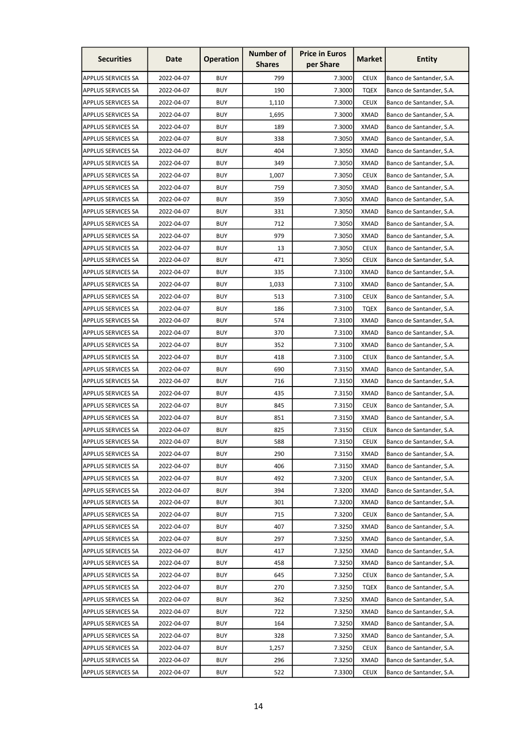| Securities | Date | Operation | Number of Shares | Price in Euros per Share | Market | Entity |
|---|---|---|---|---|---|---|
| APPLUS SERVICES SA | 2022-04-07 | BUY | 799 | 7.3000 | CEUX | Banco de Santander, S.A. |
| APPLUS SERVICES SA | 2022-04-07 | BUY | 190 | 7.3000 | TQEX | Banco de Santander, S.A. |
| APPLUS SERVICES SA | 2022-04-07 | BUY | 1,110 | 7.3000 | CEUX | Banco de Santander, S.A. |
| APPLUS SERVICES SA | 2022-04-07 | BUY | 1,695 | 7.3000 | XMAD | Banco de Santander, S.A. |
| APPLUS SERVICES SA | 2022-04-07 | BUY | 189 | 7.3000 | XMAD | Banco de Santander, S.A. |
| APPLUS SERVICES SA | 2022-04-07 | BUY | 338 | 7.3050 | XMAD | Banco de Santander, S.A. |
| APPLUS SERVICES SA | 2022-04-07 | BUY | 404 | 7.3050 | XMAD | Banco de Santander, S.A. |
| APPLUS SERVICES SA | 2022-04-07 | BUY | 349 | 7.3050 | XMAD | Banco de Santander, S.A. |
| APPLUS SERVICES SA | 2022-04-07 | BUY | 1,007 | 7.3050 | CEUX | Banco de Santander, S.A. |
| APPLUS SERVICES SA | 2022-04-07 | BUY | 759 | 7.3050 | XMAD | Banco de Santander, S.A. |
| APPLUS SERVICES SA | 2022-04-07 | BUY | 359 | 7.3050 | XMAD | Banco de Santander, S.A. |
| APPLUS SERVICES SA | 2022-04-07 | BUY | 331 | 7.3050 | XMAD | Banco de Santander, S.A. |
| APPLUS SERVICES SA | 2022-04-07 | BUY | 712 | 7.3050 | XMAD | Banco de Santander, S.A. |
| APPLUS SERVICES SA | 2022-04-07 | BUY | 979 | 7.3050 | XMAD | Banco de Santander, S.A. |
| APPLUS SERVICES SA | 2022-04-07 | BUY | 13 | 7.3050 | CEUX | Banco de Santander, S.A. |
| APPLUS SERVICES SA | 2022-04-07 | BUY | 471 | 7.3050 | CEUX | Banco de Santander, S.A. |
| APPLUS SERVICES SA | 2022-04-07 | BUY | 335 | 7.3100 | XMAD | Banco de Santander, S.A. |
| APPLUS SERVICES SA | 2022-04-07 | BUY | 1,033 | 7.3100 | XMAD | Banco de Santander, S.A. |
| APPLUS SERVICES SA | 2022-04-07 | BUY | 513 | 7.3100 | CEUX | Banco de Santander, S.A. |
| APPLUS SERVICES SA | 2022-04-07 | BUY | 186 | 7.3100 | TQEX | Banco de Santander, S.A. |
| APPLUS SERVICES SA | 2022-04-07 | BUY | 574 | 7.3100 | XMAD | Banco de Santander, S.A. |
| APPLUS SERVICES SA | 2022-04-07 | BUY | 370 | 7.3100 | XMAD | Banco de Santander, S.A. |
| APPLUS SERVICES SA | 2022-04-07 | BUY | 352 | 7.3100 | XMAD | Banco de Santander, S.A. |
| APPLUS SERVICES SA | 2022-04-07 | BUY | 418 | 7.3100 | CEUX | Banco de Santander, S.A. |
| APPLUS SERVICES SA | 2022-04-07 | BUY | 690 | 7.3150 | XMAD | Banco de Santander, S.A. |
| APPLUS SERVICES SA | 2022-04-07 | BUY | 716 | 7.3150 | XMAD | Banco de Santander, S.A. |
| APPLUS SERVICES SA | 2022-04-07 | BUY | 435 | 7.3150 | XMAD | Banco de Santander, S.A. |
| APPLUS SERVICES SA | 2022-04-07 | BUY | 845 | 7.3150 | CEUX | Banco de Santander, S.A. |
| APPLUS SERVICES SA | 2022-04-07 | BUY | 851 | 7.3150 | XMAD | Banco de Santander, S.A. |
| APPLUS SERVICES SA | 2022-04-07 | BUY | 825 | 7.3150 | CEUX | Banco de Santander, S.A. |
| APPLUS SERVICES SA | 2022-04-07 | BUY | 588 | 7.3150 | CEUX | Banco de Santander, S.A. |
| APPLUS SERVICES SA | 2022-04-07 | BUY | 290 | 7.3150 | XMAD | Banco de Santander, S.A. |
| APPLUS SERVICES SA | 2022-04-07 | BUY | 406 | 7.3150 | XMAD | Banco de Santander, S.A. |
| APPLUS SERVICES SA | 2022-04-07 | BUY | 492 | 7.3200 | CEUX | Banco de Santander, S.A. |
| APPLUS SERVICES SA | 2022-04-07 | BUY | 394 | 7.3200 | XMAD | Banco de Santander, S.A. |
| APPLUS SERVICES SA | 2022-04-07 | BUY | 301 | 7.3200 | XMAD | Banco de Santander, S.A. |
| APPLUS SERVICES SA | 2022-04-07 | BUY | 715 | 7.3200 | CEUX | Banco de Santander, S.A. |
| APPLUS SERVICES SA | 2022-04-07 | BUY | 407 | 7.3250 | XMAD | Banco de Santander, S.A. |
| APPLUS SERVICES SA | 2022-04-07 | BUY | 297 | 7.3250 | XMAD | Banco de Santander, S.A. |
| APPLUS SERVICES SA | 2022-04-07 | BUY | 417 | 7.3250 | XMAD | Banco de Santander, S.A. |
| APPLUS SERVICES SA | 2022-04-07 | BUY | 458 | 7.3250 | XMAD | Banco de Santander, S.A. |
| APPLUS SERVICES SA | 2022-04-07 | BUY | 645 | 7.3250 | CEUX | Banco de Santander, S.A. |
| APPLUS SERVICES SA | 2022-04-07 | BUY | 270 | 7.3250 | TQEX | Banco de Santander, S.A. |
| APPLUS SERVICES SA | 2022-04-07 | BUY | 362 | 7.3250 | XMAD | Banco de Santander, S.A. |
| APPLUS SERVICES SA | 2022-04-07 | BUY | 722 | 7.3250 | XMAD | Banco de Santander, S.A. |
| APPLUS SERVICES SA | 2022-04-07 | BUY | 164 | 7.3250 | XMAD | Banco de Santander, S.A. |
| APPLUS SERVICES SA | 2022-04-07 | BUY | 328 | 7.3250 | XMAD | Banco de Santander, S.A. |
| APPLUS SERVICES SA | 2022-04-07 | BUY | 1,257 | 7.3250 | CEUX | Banco de Santander, S.A. |
| APPLUS SERVICES SA | 2022-04-07 | BUY | 296 | 7.3250 | XMAD | Banco de Santander, S.A. |
| APPLUS SERVICES SA | 2022-04-07 | BUY | 522 | 7.3300 | CEUX | Banco de Santander, S.A. |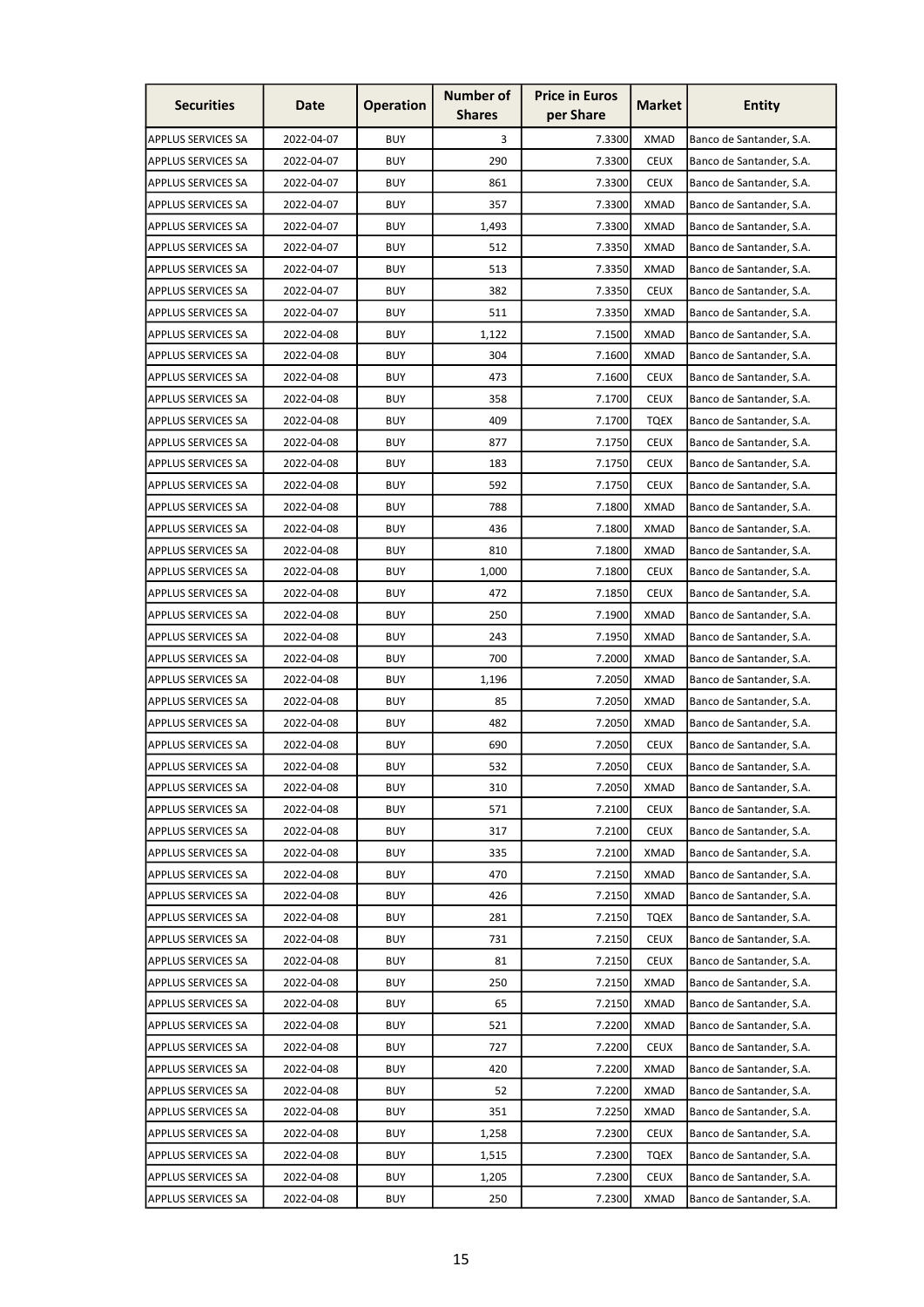| Securities | Date | Operation | Number of Shares | Price in Euros per Share | Market | Entity |
|---|---|---|---|---|---|---|
| APPLUS SERVICES SA | 2022-04-07 | BUY | 3 | 7.3300 | XMAD | Banco de Santander, S.A. |
| APPLUS SERVICES SA | 2022-04-07 | BUY | 290 | 7.3300 | CEUX | Banco de Santander, S.A. |
| APPLUS SERVICES SA | 2022-04-07 | BUY | 861 | 7.3300 | CEUX | Banco de Santander, S.A. |
| APPLUS SERVICES SA | 2022-04-07 | BUY | 357 | 7.3300 | XMAD | Banco de Santander, S.A. |
| APPLUS SERVICES SA | 2022-04-07 | BUY | 1,493 | 7.3300 | XMAD | Banco de Santander, S.A. |
| APPLUS SERVICES SA | 2022-04-07 | BUY | 512 | 7.3350 | XMAD | Banco de Santander, S.A. |
| APPLUS SERVICES SA | 2022-04-07 | BUY | 513 | 7.3350 | XMAD | Banco de Santander, S.A. |
| APPLUS SERVICES SA | 2022-04-07 | BUY | 382 | 7.3350 | CEUX | Banco de Santander, S.A. |
| APPLUS SERVICES SA | 2022-04-07 | BUY | 511 | 7.3350 | XMAD | Banco de Santander, S.A. |
| APPLUS SERVICES SA | 2022-04-08 | BUY | 1,122 | 7.1500 | XMAD | Banco de Santander, S.A. |
| APPLUS SERVICES SA | 2022-04-08 | BUY | 304 | 7.1600 | XMAD | Banco de Santander, S.A. |
| APPLUS SERVICES SA | 2022-04-08 | BUY | 473 | 7.1600 | CEUX | Banco de Santander, S.A. |
| APPLUS SERVICES SA | 2022-04-08 | BUY | 358 | 7.1700 | CEUX | Banco de Santander, S.A. |
| APPLUS SERVICES SA | 2022-04-08 | BUY | 409 | 7.1700 | TQEX | Banco de Santander, S.A. |
| APPLUS SERVICES SA | 2022-04-08 | BUY | 877 | 7.1750 | CEUX | Banco de Santander, S.A. |
| APPLUS SERVICES SA | 2022-04-08 | BUY | 183 | 7.1750 | CEUX | Banco de Santander, S.A. |
| APPLUS SERVICES SA | 2022-04-08 | BUY | 592 | 7.1750 | CEUX | Banco de Santander, S.A. |
| APPLUS SERVICES SA | 2022-04-08 | BUY | 788 | 7.1800 | XMAD | Banco de Santander, S.A. |
| APPLUS SERVICES SA | 2022-04-08 | BUY | 436 | 7.1800 | XMAD | Banco de Santander, S.A. |
| APPLUS SERVICES SA | 2022-04-08 | BUY | 810 | 7.1800 | XMAD | Banco de Santander, S.A. |
| APPLUS SERVICES SA | 2022-04-08 | BUY | 1,000 | 7.1800 | CEUX | Banco de Santander, S.A. |
| APPLUS SERVICES SA | 2022-04-08 | BUY | 472 | 7.1850 | CEUX | Banco de Santander, S.A. |
| APPLUS SERVICES SA | 2022-04-08 | BUY | 250 | 7.1900 | XMAD | Banco de Santander, S.A. |
| APPLUS SERVICES SA | 2022-04-08 | BUY | 243 | 7.1950 | XMAD | Banco de Santander, S.A. |
| APPLUS SERVICES SA | 2022-04-08 | BUY | 700 | 7.2000 | XMAD | Banco de Santander, S.A. |
| APPLUS SERVICES SA | 2022-04-08 | BUY | 1,196 | 7.2050 | XMAD | Banco de Santander, S.A. |
| APPLUS SERVICES SA | 2022-04-08 | BUY | 85 | 7.2050 | XMAD | Banco de Santander, S.A. |
| APPLUS SERVICES SA | 2022-04-08 | BUY | 482 | 7.2050 | XMAD | Banco de Santander, S.A. |
| APPLUS SERVICES SA | 2022-04-08 | BUY | 690 | 7.2050 | CEUX | Banco de Santander, S.A. |
| APPLUS SERVICES SA | 2022-04-08 | BUY | 532 | 7.2050 | CEUX | Banco de Santander, S.A. |
| APPLUS SERVICES SA | 2022-04-08 | BUY | 310 | 7.2050 | XMAD | Banco de Santander, S.A. |
| APPLUS SERVICES SA | 2022-04-08 | BUY | 571 | 7.2100 | CEUX | Banco de Santander, S.A. |
| APPLUS SERVICES SA | 2022-04-08 | BUY | 317 | 7.2100 | CEUX | Banco de Santander, S.A. |
| APPLUS SERVICES SA | 2022-04-08 | BUY | 335 | 7.2100 | XMAD | Banco de Santander, S.A. |
| APPLUS SERVICES SA | 2022-04-08 | BUY | 470 | 7.2150 | XMAD | Banco de Santander, S.A. |
| APPLUS SERVICES SA | 2022-04-08 | BUY | 426 | 7.2150 | XMAD | Banco de Santander, S.A. |
| APPLUS SERVICES SA | 2022-04-08 | BUY | 281 | 7.2150 | TQEX | Banco de Santander, S.A. |
| APPLUS SERVICES SA | 2022-04-08 | BUY | 731 | 7.2150 | CEUX | Banco de Santander, S.A. |
| APPLUS SERVICES SA | 2022-04-08 | BUY | 81 | 7.2150 | CEUX | Banco de Santander, S.A. |
| APPLUS SERVICES SA | 2022-04-08 | BUY | 250 | 7.2150 | XMAD | Banco de Santander, S.A. |
| APPLUS SERVICES SA | 2022-04-08 | BUY | 65 | 7.2150 | XMAD | Banco de Santander, S.A. |
| APPLUS SERVICES SA | 2022-04-08 | BUY | 521 | 7.2200 | XMAD | Banco de Santander, S.A. |
| APPLUS SERVICES SA | 2022-04-08 | BUY | 727 | 7.2200 | CEUX | Banco de Santander, S.A. |
| APPLUS SERVICES SA | 2022-04-08 | BUY | 420 | 7.2200 | XMAD | Banco de Santander, S.A. |
| APPLUS SERVICES SA | 2022-04-08 | BUY | 52 | 7.2200 | XMAD | Banco de Santander, S.A. |
| APPLUS SERVICES SA | 2022-04-08 | BUY | 351 | 7.2250 | XMAD | Banco de Santander, S.A. |
| APPLUS SERVICES SA | 2022-04-08 | BUY | 1,258 | 7.2300 | CEUX | Banco de Santander, S.A. |
| APPLUS SERVICES SA | 2022-04-08 | BUY | 1,515 | 7.2300 | TQEX | Banco de Santander, S.A. |
| APPLUS SERVICES SA | 2022-04-08 | BUY | 1,205 | 7.2300 | CEUX | Banco de Santander, S.A. |
| APPLUS SERVICES SA | 2022-04-08 | BUY | 250 | 7.2300 | XMAD | Banco de Santander, S.A. |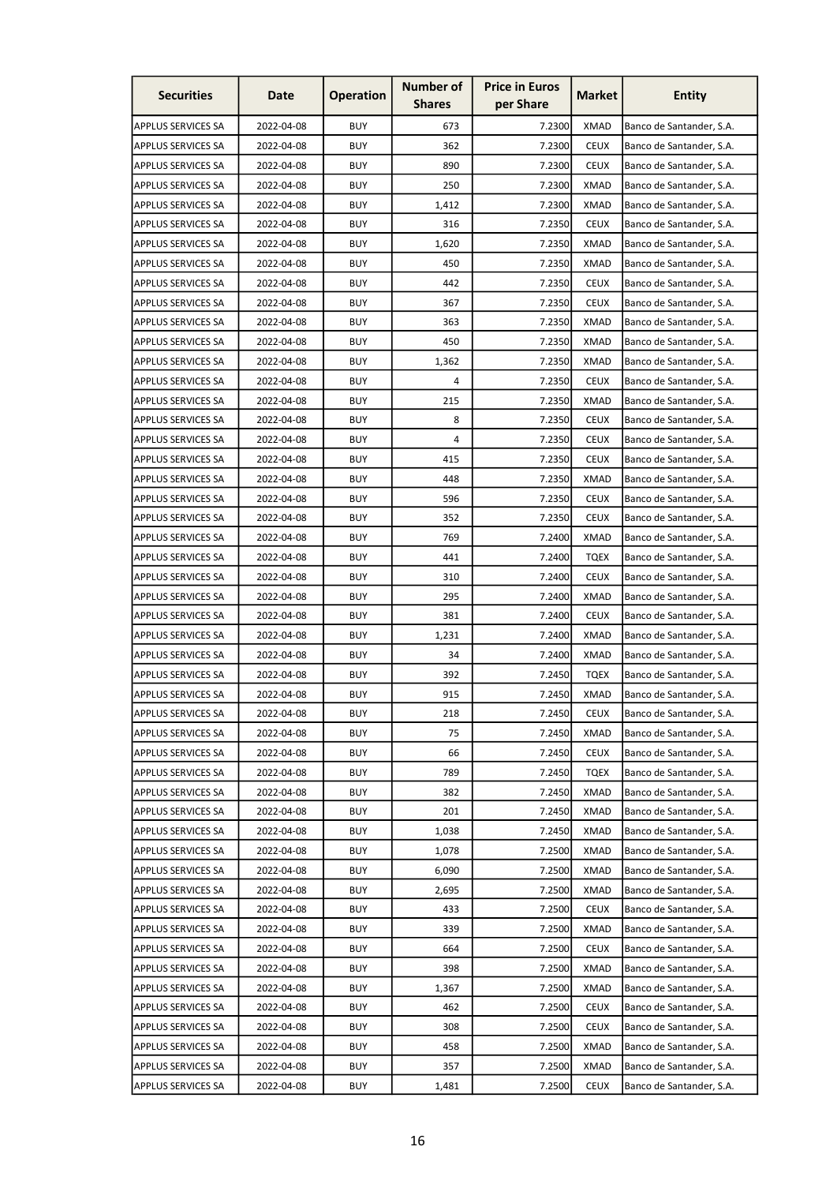| Securities | Date | Operation | Number of Shares | Price in Euros per Share | Market | Entity |
|---|---|---|---|---|---|---|
| APPLUS SERVICES SA | 2022-04-08 | BUY | 673 | 7.2300 | XMAD | Banco de Santander, S.A. |
| APPLUS SERVICES SA | 2022-04-08 | BUY | 362 | 7.2300 | CEUX | Banco de Santander, S.A. |
| APPLUS SERVICES SA | 2022-04-08 | BUY | 890 | 7.2300 | CEUX | Banco de Santander, S.A. |
| APPLUS SERVICES SA | 2022-04-08 | BUY | 250 | 7.2300 | XMAD | Banco de Santander, S.A. |
| APPLUS SERVICES SA | 2022-04-08 | BUY | 1,412 | 7.2300 | XMAD | Banco de Santander, S.A. |
| APPLUS SERVICES SA | 2022-04-08 | BUY | 316 | 7.2350 | CEUX | Banco de Santander, S.A. |
| APPLUS SERVICES SA | 2022-04-08 | BUY | 1,620 | 7.2350 | XMAD | Banco de Santander, S.A. |
| APPLUS SERVICES SA | 2022-04-08 | BUY | 450 | 7.2350 | XMAD | Banco de Santander, S.A. |
| APPLUS SERVICES SA | 2022-04-08 | BUY | 442 | 7.2350 | CEUX | Banco de Santander, S.A. |
| APPLUS SERVICES SA | 2022-04-08 | BUY | 367 | 7.2350 | CEUX | Banco de Santander, S.A. |
| APPLUS SERVICES SA | 2022-04-08 | BUY | 363 | 7.2350 | XMAD | Banco de Santander, S.A. |
| APPLUS SERVICES SA | 2022-04-08 | BUY | 450 | 7.2350 | XMAD | Banco de Santander, S.A. |
| APPLUS SERVICES SA | 2022-04-08 | BUY | 1,362 | 7.2350 | XMAD | Banco de Santander, S.A. |
| APPLUS SERVICES SA | 2022-04-08 | BUY | 4 | 7.2350 | CEUX | Banco de Santander, S.A. |
| APPLUS SERVICES SA | 2022-04-08 | BUY | 215 | 7.2350 | XMAD | Banco de Santander, S.A. |
| APPLUS SERVICES SA | 2022-04-08 | BUY | 8 | 7.2350 | CEUX | Banco de Santander, S.A. |
| APPLUS SERVICES SA | 2022-04-08 | BUY | 4 | 7.2350 | CEUX | Banco de Santander, S.A. |
| APPLUS SERVICES SA | 2022-04-08 | BUY | 415 | 7.2350 | CEUX | Banco de Santander, S.A. |
| APPLUS SERVICES SA | 2022-04-08 | BUY | 448 | 7.2350 | XMAD | Banco de Santander, S.A. |
| APPLUS SERVICES SA | 2022-04-08 | BUY | 596 | 7.2350 | CEUX | Banco de Santander, S.A. |
| APPLUS SERVICES SA | 2022-04-08 | BUY | 352 | 7.2350 | CEUX | Banco de Santander, S.A. |
| APPLUS SERVICES SA | 2022-04-08 | BUY | 769 | 7.2400 | XMAD | Banco de Santander, S.A. |
| APPLUS SERVICES SA | 2022-04-08 | BUY | 441 | 7.2400 | TQEX | Banco de Santander, S.A. |
| APPLUS SERVICES SA | 2022-04-08 | BUY | 310 | 7.2400 | CEUX | Banco de Santander, S.A. |
| APPLUS SERVICES SA | 2022-04-08 | BUY | 295 | 7.2400 | XMAD | Banco de Santander, S.A. |
| APPLUS SERVICES SA | 2022-04-08 | BUY | 381 | 7.2400 | CEUX | Banco de Santander, S.A. |
| APPLUS SERVICES SA | 2022-04-08 | BUY | 1,231 | 7.2400 | XMAD | Banco de Santander, S.A. |
| APPLUS SERVICES SA | 2022-04-08 | BUY | 34 | 7.2400 | XMAD | Banco de Santander, S.A. |
| APPLUS SERVICES SA | 2022-04-08 | BUY | 392 | 7.2450 | TQEX | Banco de Santander, S.A. |
| APPLUS SERVICES SA | 2022-04-08 | BUY | 915 | 7.2450 | XMAD | Banco de Santander, S.A. |
| APPLUS SERVICES SA | 2022-04-08 | BUY | 218 | 7.2450 | CEUX | Banco de Santander, S.A. |
| APPLUS SERVICES SA | 2022-04-08 | BUY | 75 | 7.2450 | XMAD | Banco de Santander, S.A. |
| APPLUS SERVICES SA | 2022-04-08 | BUY | 66 | 7.2450 | CEUX | Banco de Santander, S.A. |
| APPLUS SERVICES SA | 2022-04-08 | BUY | 789 | 7.2450 | TQEX | Banco de Santander, S.A. |
| APPLUS SERVICES SA | 2022-04-08 | BUY | 382 | 7.2450 | XMAD | Banco de Santander, S.A. |
| APPLUS SERVICES SA | 2022-04-08 | BUY | 201 | 7.2450 | XMAD | Banco de Santander, S.A. |
| APPLUS SERVICES SA | 2022-04-08 | BUY | 1,038 | 7.2450 | XMAD | Banco de Santander, S.A. |
| APPLUS SERVICES SA | 2022-04-08 | BUY | 1,078 | 7.2500 | XMAD | Banco de Santander, S.A. |
| APPLUS SERVICES SA | 2022-04-08 | BUY | 6,090 | 7.2500 | XMAD | Banco de Santander, S.A. |
| APPLUS SERVICES SA | 2022-04-08 | BUY | 2,695 | 7.2500 | XMAD | Banco de Santander, S.A. |
| APPLUS SERVICES SA | 2022-04-08 | BUY | 433 | 7.2500 | CEUX | Banco de Santander, S.A. |
| APPLUS SERVICES SA | 2022-04-08 | BUY | 339 | 7.2500 | XMAD | Banco de Santander, S.A. |
| APPLUS SERVICES SA | 2022-04-08 | BUY | 664 | 7.2500 | CEUX | Banco de Santander, S.A. |
| APPLUS SERVICES SA | 2022-04-08 | BUY | 398 | 7.2500 | XMAD | Banco de Santander, S.A. |
| APPLUS SERVICES SA | 2022-04-08 | BUY | 1,367 | 7.2500 | XMAD | Banco de Santander, S.A. |
| APPLUS SERVICES SA | 2022-04-08 | BUY | 462 | 7.2500 | CEUX | Banco de Santander, S.A. |
| APPLUS SERVICES SA | 2022-04-08 | BUY | 308 | 7.2500 | CEUX | Banco de Santander, S.A. |
| APPLUS SERVICES SA | 2022-04-08 | BUY | 458 | 7.2500 | XMAD | Banco de Santander, S.A. |
| APPLUS SERVICES SA | 2022-04-08 | BUY | 357 | 7.2500 | XMAD | Banco de Santander, S.A. |
| APPLUS SERVICES SA | 2022-04-08 | BUY | 1,481 | 7.2500 | CEUX | Banco de Santander, S.A. |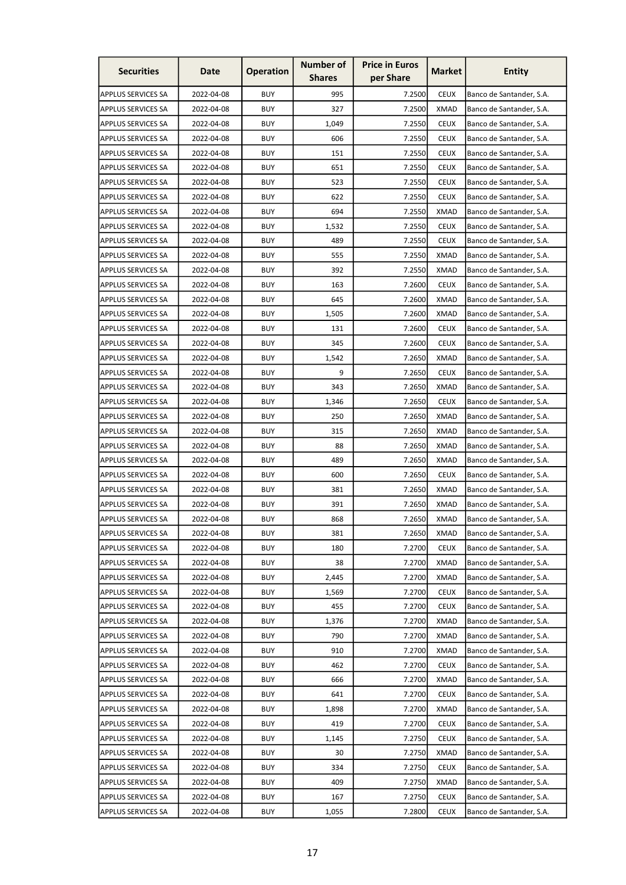| Securities | Date | Operation | Number of Shares | Price in Euros per Share | Market | Entity |
|---|---|---|---|---|---|---|
| APPLUS SERVICES SA | 2022-04-08 | BUY | 995 | 7.2500 | CEUX | Banco de Santander, S.A. |
| APPLUS SERVICES SA | 2022-04-08 | BUY | 327 | 7.2500 | XMAD | Banco de Santander, S.A. |
| APPLUS SERVICES SA | 2022-04-08 | BUY | 1,049 | 7.2550 | CEUX | Banco de Santander, S.A. |
| APPLUS SERVICES SA | 2022-04-08 | BUY | 606 | 7.2550 | CEUX | Banco de Santander, S.A. |
| APPLUS SERVICES SA | 2022-04-08 | BUY | 151 | 7.2550 | CEUX | Banco de Santander, S.A. |
| APPLUS SERVICES SA | 2022-04-08 | BUY | 651 | 7.2550 | CEUX | Banco de Santander, S.A. |
| APPLUS SERVICES SA | 2022-04-08 | BUY | 523 | 7.2550 | CEUX | Banco de Santander, S.A. |
| APPLUS SERVICES SA | 2022-04-08 | BUY | 622 | 7.2550 | CEUX | Banco de Santander, S.A. |
| APPLUS SERVICES SA | 2022-04-08 | BUY | 694 | 7.2550 | XMAD | Banco de Santander, S.A. |
| APPLUS SERVICES SA | 2022-04-08 | BUY | 1,532 | 7.2550 | CEUX | Banco de Santander, S.A. |
| APPLUS SERVICES SA | 2022-04-08 | BUY | 489 | 7.2550 | CEUX | Banco de Santander, S.A. |
| APPLUS SERVICES SA | 2022-04-08 | BUY | 555 | 7.2550 | XMAD | Banco de Santander, S.A. |
| APPLUS SERVICES SA | 2022-04-08 | BUY | 392 | 7.2550 | XMAD | Banco de Santander, S.A. |
| APPLUS SERVICES SA | 2022-04-08 | BUY | 163 | 7.2600 | CEUX | Banco de Santander, S.A. |
| APPLUS SERVICES SA | 2022-04-08 | BUY | 645 | 7.2600 | XMAD | Banco de Santander, S.A. |
| APPLUS SERVICES SA | 2022-04-08 | BUY | 1,505 | 7.2600 | XMAD | Banco de Santander, S.A. |
| APPLUS SERVICES SA | 2022-04-08 | BUY | 131 | 7.2600 | CEUX | Banco de Santander, S.A. |
| APPLUS SERVICES SA | 2022-04-08 | BUY | 345 | 7.2600 | CEUX | Banco de Santander, S.A. |
| APPLUS SERVICES SA | 2022-04-08 | BUY | 1,542 | 7.2650 | XMAD | Banco de Santander, S.A. |
| APPLUS SERVICES SA | 2022-04-08 | BUY | 9 | 7.2650 | CEUX | Banco de Santander, S.A. |
| APPLUS SERVICES SA | 2022-04-08 | BUY | 343 | 7.2650 | XMAD | Banco de Santander, S.A. |
| APPLUS SERVICES SA | 2022-04-08 | BUY | 1,346 | 7.2650 | CEUX | Banco de Santander, S.A. |
| APPLUS SERVICES SA | 2022-04-08 | BUY | 250 | 7.2650 | XMAD | Banco de Santander, S.A. |
| APPLUS SERVICES SA | 2022-04-08 | BUY | 315 | 7.2650 | XMAD | Banco de Santander, S.A. |
| APPLUS SERVICES SA | 2022-04-08 | BUY | 88 | 7.2650 | XMAD | Banco de Santander, S.A. |
| APPLUS SERVICES SA | 2022-04-08 | BUY | 489 | 7.2650 | XMAD | Banco de Santander, S.A. |
| APPLUS SERVICES SA | 2022-04-08 | BUY | 600 | 7.2650 | CEUX | Banco de Santander, S.A. |
| APPLUS SERVICES SA | 2022-04-08 | BUY | 381 | 7.2650 | XMAD | Banco de Santander, S.A. |
| APPLUS SERVICES SA | 2022-04-08 | BUY | 391 | 7.2650 | XMAD | Banco de Santander, S.A. |
| APPLUS SERVICES SA | 2022-04-08 | BUY | 868 | 7.2650 | XMAD | Banco de Santander, S.A. |
| APPLUS SERVICES SA | 2022-04-08 | BUY | 381 | 7.2650 | XMAD | Banco de Santander, S.A. |
| APPLUS SERVICES SA | 2022-04-08 | BUY | 180 | 7.2700 | CEUX | Banco de Santander, S.A. |
| APPLUS SERVICES SA | 2022-04-08 | BUY | 38 | 7.2700 | XMAD | Banco de Santander, S.A. |
| APPLUS SERVICES SA | 2022-04-08 | BUY | 2,445 | 7.2700 | XMAD | Banco de Santander, S.A. |
| APPLUS SERVICES SA | 2022-04-08 | BUY | 1,569 | 7.2700 | CEUX | Banco de Santander, S.A. |
| APPLUS SERVICES SA | 2022-04-08 | BUY | 455 | 7.2700 | CEUX | Banco de Santander, S.A. |
| APPLUS SERVICES SA | 2022-04-08 | BUY | 1,376 | 7.2700 | XMAD | Banco de Santander, S.A. |
| APPLUS SERVICES SA | 2022-04-08 | BUY | 790 | 7.2700 | XMAD | Banco de Santander, S.A. |
| APPLUS SERVICES SA | 2022-04-08 | BUY | 910 | 7.2700 | XMAD | Banco de Santander, S.A. |
| APPLUS SERVICES SA | 2022-04-08 | BUY | 462 | 7.2700 | CEUX | Banco de Santander, S.A. |
| APPLUS SERVICES SA | 2022-04-08 | BUY | 666 | 7.2700 | XMAD | Banco de Santander, S.A. |
| APPLUS SERVICES SA | 2022-04-08 | BUY | 641 | 7.2700 | CEUX | Banco de Santander, S.A. |
| APPLUS SERVICES SA | 2022-04-08 | BUY | 1,898 | 7.2700 | XMAD | Banco de Santander, S.A. |
| APPLUS SERVICES SA | 2022-04-08 | BUY | 419 | 7.2700 | CEUX | Banco de Santander, S.A. |
| APPLUS SERVICES SA | 2022-04-08 | BUY | 1,145 | 7.2750 | CEUX | Banco de Santander, S.A. |
| APPLUS SERVICES SA | 2022-04-08 | BUY | 30 | 7.2750 | XMAD | Banco de Santander, S.A. |
| APPLUS SERVICES SA | 2022-04-08 | BUY | 334 | 7.2750 | CEUX | Banco de Santander, S.A. |
| APPLUS SERVICES SA | 2022-04-08 | BUY | 409 | 7.2750 | XMAD | Banco de Santander, S.A. |
| APPLUS SERVICES SA | 2022-04-08 | BUY | 167 | 7.2750 | CEUX | Banco de Santander, S.A. |
| APPLUS SERVICES SA | 2022-04-08 | BUY | 1,055 | 7.2800 | CEUX | Banco de Santander, S.A. |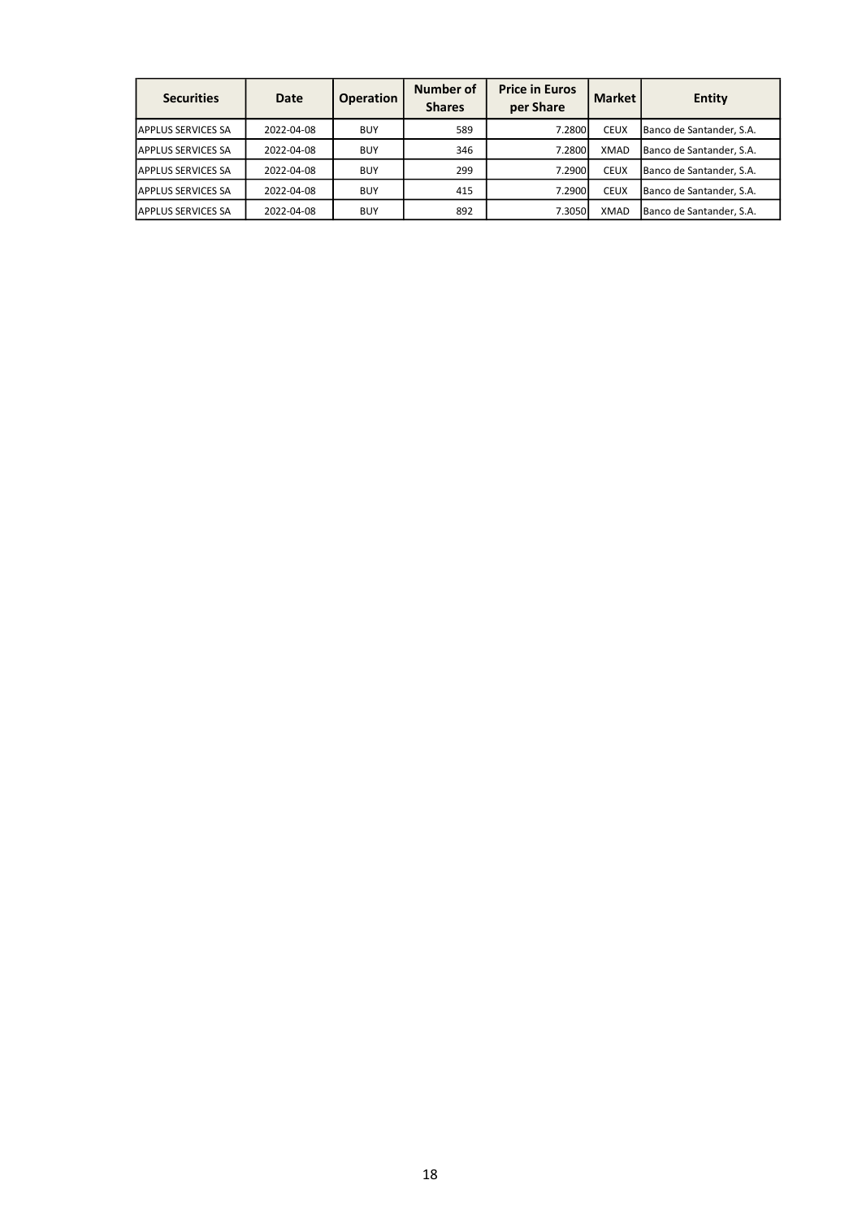| Securities | Date | Operation | Number of Shares | Price in Euros per Share | Market | Entity |
|---|---|---|---|---|---|---|
| APPLUS SERVICES SA | 2022-04-08 | BUY | 589 | 7.2800 | CEUX | Banco de Santander, S.A. |
| APPLUS SERVICES SA | 2022-04-08 | BUY | 346 | 7.2800 | XMAD | Banco de Santander, S.A. |
| APPLUS SERVICES SA | 2022-04-08 | BUY | 299 | 7.2900 | CEUX | Banco de Santander, S.A. |
| APPLUS SERVICES SA | 2022-04-08 | BUY | 415 | 7.2900 | CEUX | Banco de Santander, S.A. |
| APPLUS SERVICES SA | 2022-04-08 | BUY | 892 | 7.3050 | XMAD | Banco de Santander, S.A. |